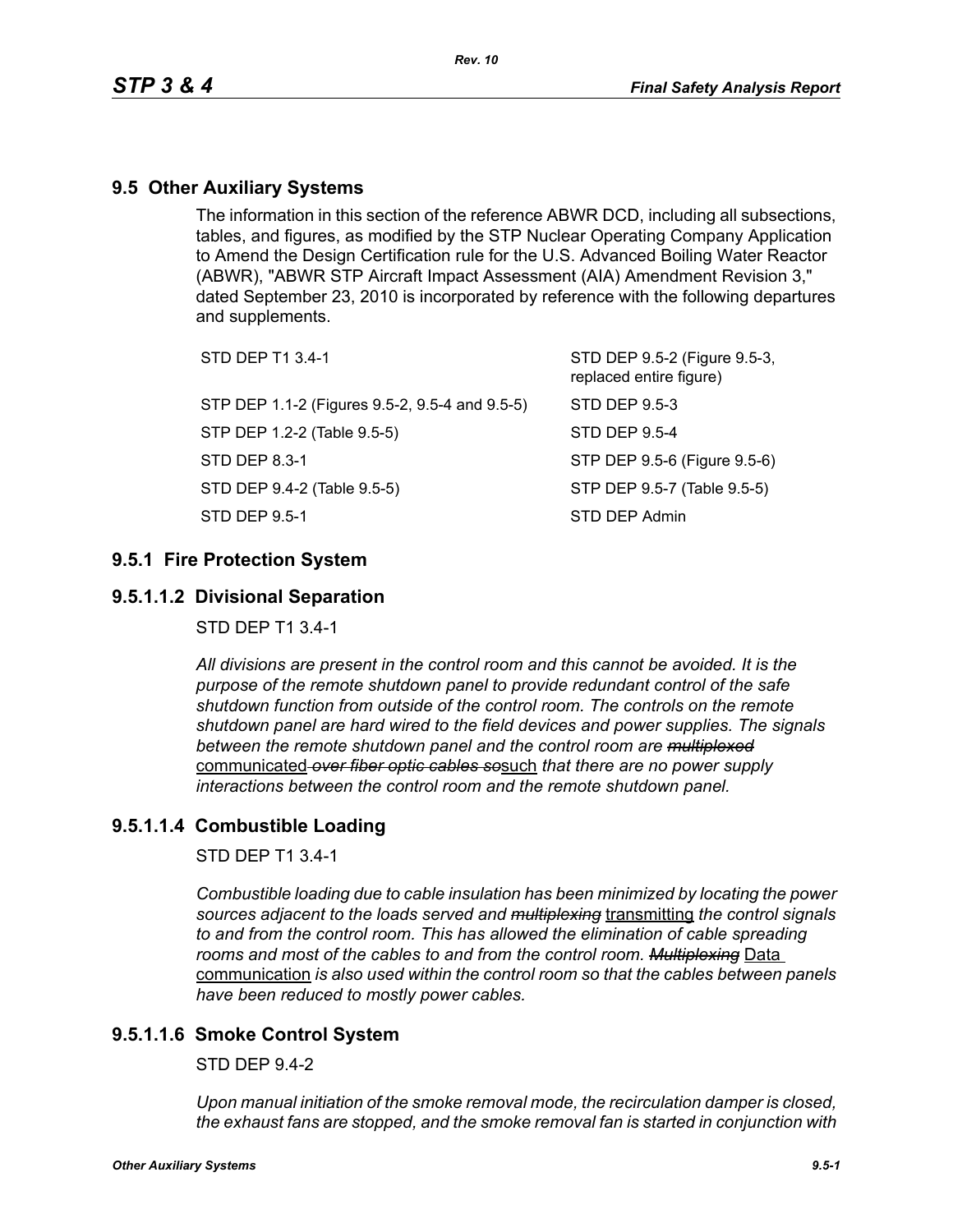## 9.5 Other Auxiliary Systems

The information in this section of the reference ABWR DCD, including all subsections, tables, and figures, as modified by the STP Nuclear Operating Company Application to Amend the Design Certification rule for the U.S. Advanced Boiling Water Reactor (ABWR), "ABWR STP Aircraft Impact Assessment (AIA) Amendment Revision 3," dated September 23, 2010 is incorporated by reference with the following departures and supplements.

| | |
|---|---|
| STD DEP T1 3.4-1 | STD DEP 9.5-2 (Figure 9.5-3, replaced entire figure) |
| STP DEP 1.1-2 (Figures 9.5-2, 9.5-4 and 9.5-5) | STD DEP 9.5-3 |
| STP DEP 1.2-2 (Table 9.5-5) | STD DEP 9.5-4 |
| STD DEP 8.3-1 | STP DEP 9.5-6 (Figure 9.5-6) |
| STD DEP 9.4-2 (Table 9.5-5) | STP DEP 9.5-7 (Table 9.5-5) |
| STD DEP 9.5-1 | STD DEP Admin |

### 9.5.1 Fire Protection System

### 9.5.1.1.2 Divisional Separation

STD DEP T1 3.4-1

*All divisions are present in the control room and this cannot be avoided. It is the purpose of the remote shutdown panel to provide redundant control of the safe shutdown function from outside of the control room. The controls on the remote shutdown panel are hard wired to the field devices and power supplies. The signals between the remote shutdown panel and the control room are* ~~*multiplexed*~~ communicated ~~*over fiber optic cables so*~~such *that there are no power supply interactions between the control room and the remote shutdown panel.*

### 9.5.1.1.4 Combustible Loading

STD DEP T1 3.4-1

*Combustible loading due to cable insulation has been minimized by locating the power sources adjacent to the loads served and* ~~*multiplexing*~~ transmitting *the control signals to and from the control room. This has allowed the elimination of cable spreading rooms and most of the cables to and from the control room.* ~~*Multiplexing*~~ Data communication *is also used within the control room so that the cables between panels have been reduced to mostly power cables.*

### 9.5.1.1.6 Smoke Control System

STD DEP 9.4-2

*Upon manual initiation of the smoke removal mode, the recirculation damper is closed, the exhaust fans are stopped, and the smoke removal fan is started in conjunction with*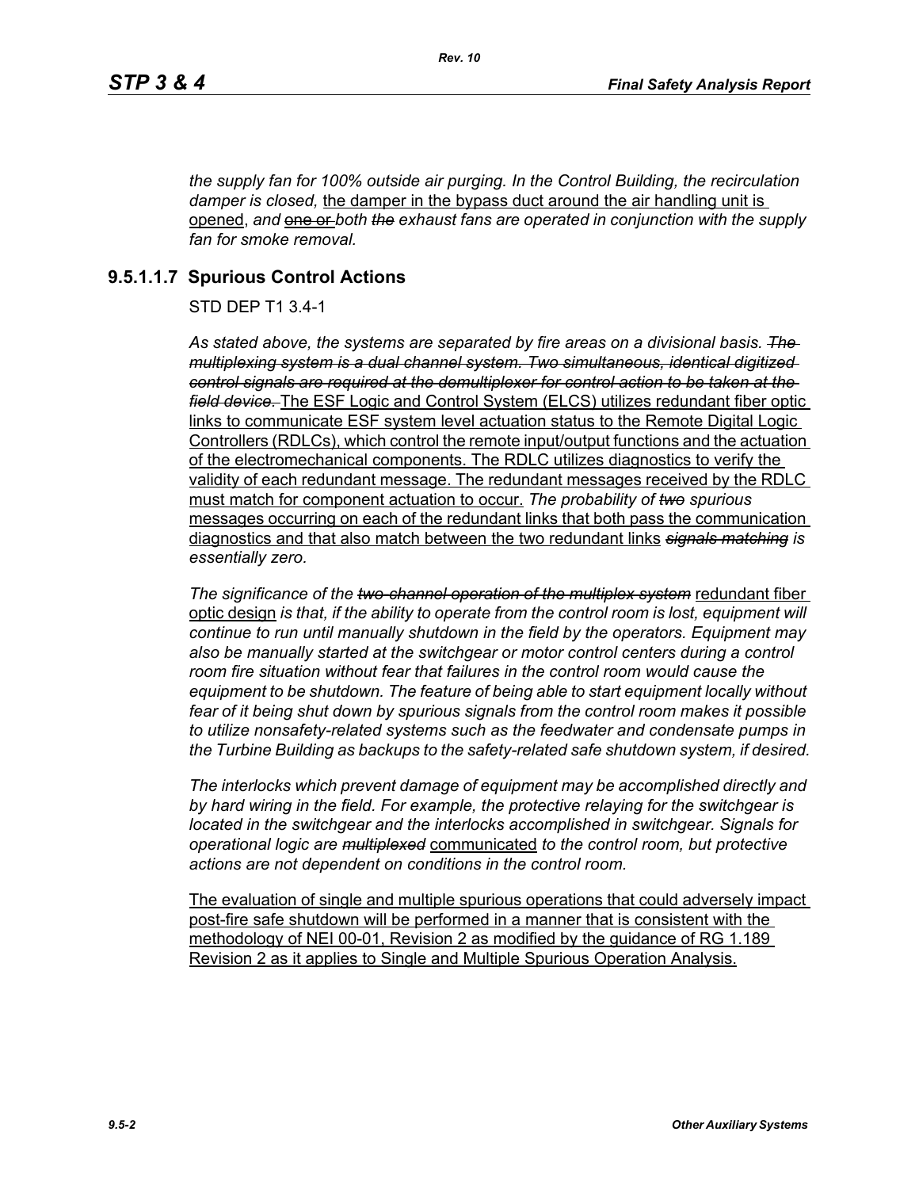*the supply fan for 100% outside air purging. In the Control Building, the recirculation damper is closed,* the damper in the bypass duct around the air handling unit is opened, *and* ~~one or~~ *both* ~~*the*~~ *exhaust fans are operated in conjunction with the supply fan for smoke removal.*

### 9.5.1.1.7 Spurious Control Actions

STD DEP T1 3.4-1

*As stated above, the systems are separated by fire areas on a divisional basis.* ~~*The multiplexing system is a dual channel system. Two simultaneous, identical digitized control signals are required at the demultiplexer for control action to be taken at the field device.*~~ The ESF Logic and Control System (ELCS) utilizes redundant fiber optic links to communicate ESF system level actuation status to the Remote Digital Logic Controllers (RDLCs), which control the remote input/output functions and the actuation of the electromechanical components. The RDLC utilizes diagnostics to verify the validity of each redundant message. The redundant messages received by the RDLC must match for component actuation to occur. *The probability of* ~~*two*~~ *spurious* messages occurring on each of the redundant links that both pass the communication diagnostics and that also match between the two redundant links ~~*signals matching*~~ *is essentially zero.*

*The significance of the* ~~*two-channel operation of the multiplex system*~~ redundant fiber optic design *is that, if the ability to operate from the control room is lost, equipment will continue to run until manually shutdown in the field by the operators. Equipment may also be manually started at the switchgear or motor control centers during a control room fire situation without fear that failures in the control room would cause the equipment to be shutdown. The feature of being able to start equipment locally without fear of it being shut down by spurious signals from the control room makes it possible to utilize nonsafety-related systems such as the feedwater and condensate pumps in the Turbine Building as backups to the safety-related safe shutdown system, if desired.*

*The interlocks which prevent damage of equipment may be accomplished directly and by hard wiring in the field. For example, the protective relaying for the switchgear is located in the switchgear and the interlocks accomplished in switchgear. Signals for operational logic are* ~~*multiplexed*~~ communicated *to the control room, but protective actions are not dependent on conditions in the control room.*

The evaluation of single and multiple spurious operations that could adversely impact post-fire safe shutdown will be performed in a manner that is consistent with the methodology of NEI 00-01, Revision 2 as modified by the guidance of RG 1.189 Revision 2 as it applies to Single and Multiple Spurious Operation Analysis.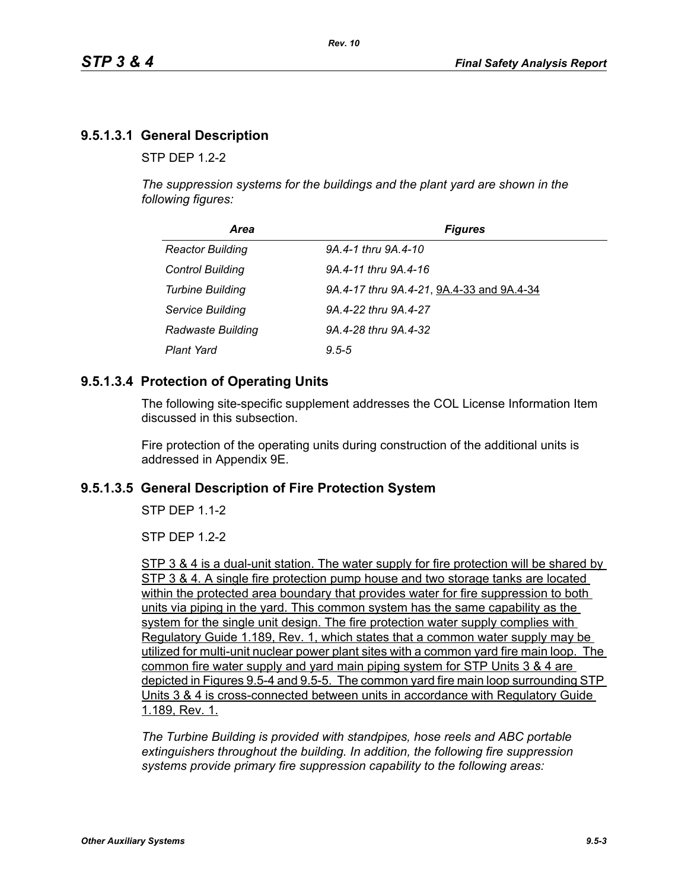### 9.5.1.3.1 General Description

STP DEP 1.2-2

*The suppression systems for the buildings and the plant yard are shown in the following figures:*

| *Area* | *Figures* |
|---|---|
| *Reactor Building* | *9A.4-1 thru 9A.4-10* |
| *Control Building* | *9A.4-11 thru 9A.4-16* |
| *Turbine Building* | *9A.4-17 thru 9A.4-21*, <u>9A.4-33 and 9A.4-34</u> |
| *Service Building* | *9A.4-22 thru 9A.4-27* |
| *Radwaste Building* | *9A.4-28 thru 9A.4-32* |
| *Plant Yard* | *9.5-5* |

### 9.5.1.3.4 Protection of Operating Units

The following site-specific supplement addresses the COL License Information Item discussed in this subsection.

Fire protection of the operating units during construction of the additional units is addressed in Appendix 9E.

### 9.5.1.3.5 General Description of Fire Protection System

STP DEP 1.1-2

STP DEP 1.2-2

<u>STP 3 & 4 is a dual-unit station. The water supply for fire protection will be shared by STP 3 & 4. A single fire protection pump house and two storage tanks are located within the protected area boundary that provides water for fire suppression to both units via piping in the yard. This common system has the same capability as the system for the single unit design. The fire protection water supply complies with Regulatory Guide 1.189, Rev. 1, which states that a common water supply may be utilized for multi-unit nuclear power plant sites with a common yard fire main loop. The common fire water supply and yard main piping system for STP Units 3 & 4 are depicted in Figures 9.5-4 and 9.5-5. The common yard fire main loop surrounding STP Units 3 & 4 is cross-connected between units in accordance with Regulatory Guide 1.189, Rev. 1.</u>

*The Turbine Building is provided with standpipes, hose reels and ABC portable extinguishers throughout the building. In addition, the following fire suppression systems provide primary fire suppression capability to the following areas:*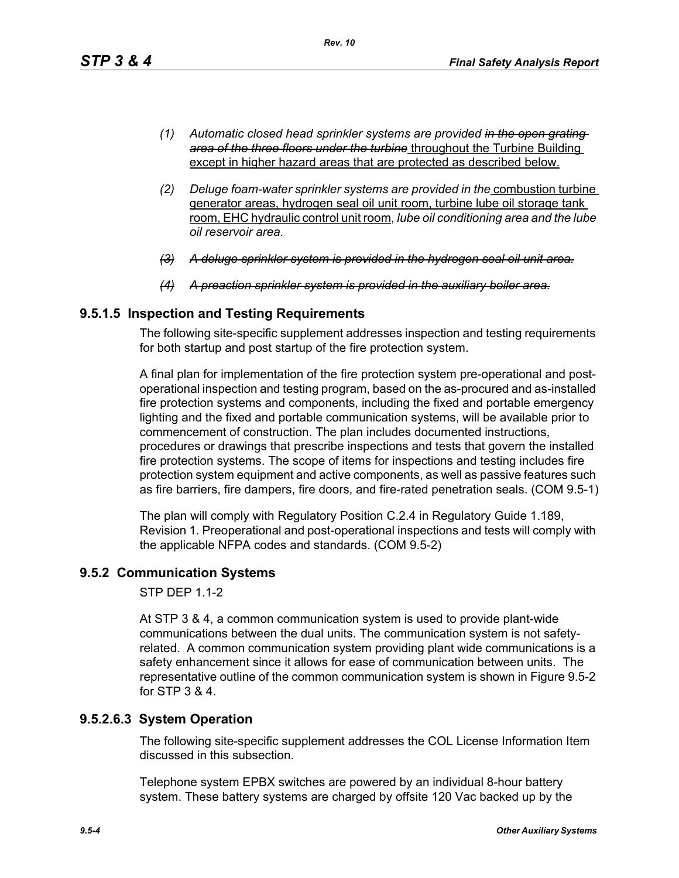(1) *Automatic closed head sprinkler systems are provided ~~in the open grating area of the three floors under the turbine~~* <u>throughout the Turbine Building except in higher hazard areas that are protected as described below.</u>

(2) *Deluge foam-water sprinkler systems are provided in the* <u>combustion turbine generator areas, hydrogen seal oil unit room, turbine lube oil storage tank room, EHC hydraulic control unit room,</u> *lube oil conditioning area and the lube oil reservoir area.*

~~*(3) A deluge sprinkler system is provided in the hydrogen seal oil unit area.*~~

~~*(4) A preaction sprinkler system is provided in the auxiliary boiler area.*~~

## 9.5.1.5 Inspection and Testing Requirements

The following site-specific supplement addresses inspection and testing requirements for both startup and post startup of the fire protection system.

A final plan for implementation of the fire protection system pre-operational and post-operational inspection and testing program, based on the as-procured and as-installed fire protection systems and components, including the fixed and portable emergency lighting and the fixed and portable communication systems, will be available prior to commencement of construction. The plan includes documented instructions, procedures or drawings that prescribe inspections and tests that govern the installed fire protection systems. The scope of items for inspections and testing includes fire protection system equipment and active components, as well as passive features such as fire barriers, fire dampers, fire doors, and fire-rated penetration seals. (COM 9.5-1)

The plan will comply with Regulatory Position C.2.4 in Regulatory Guide 1.189, Revision 1. Preoperational and post-operational inspections and tests will comply with the applicable NFPA codes and standards. (COM 9.5-2)

## 9.5.2 Communication Systems

STP DEP 1.1-2

At STP 3 & 4, a common communication system is used to provide plant-wide communications between the dual units. The communication system is not safety-related. A common communication system providing plant wide communications is a safety enhancement since it allows for ease of communication between units. The representative outline of the common communication system is shown in Figure 9.5-2 for STP 3 & 4.

## 9.5.2.6.3 System Operation

The following site-specific supplement addresses the COL License Information Item discussed in this subsection.

Telephone system EPBX switches are powered by an individual 8-hour battery system. These battery systems are charged by offsite 120 Vac backed up by the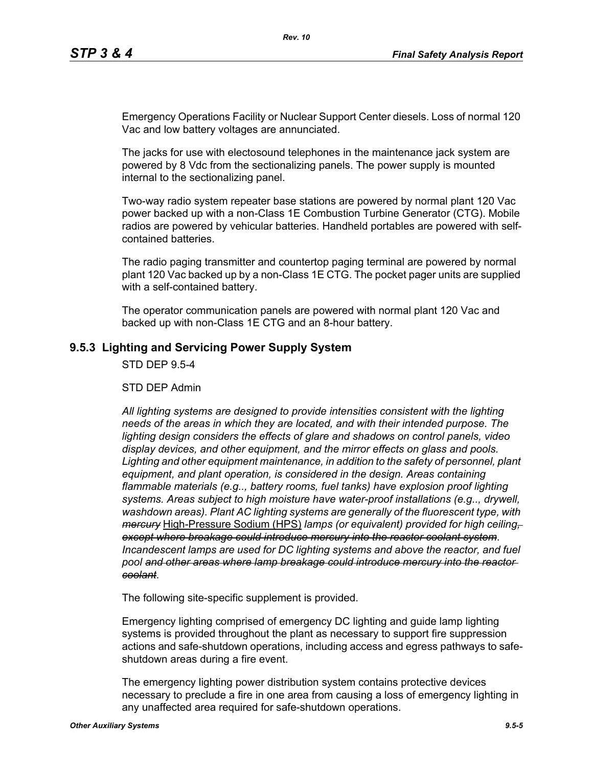Emergency Operations Facility or Nuclear Support Center diesels. Loss of normal 120 Vac and low battery voltages are annunciated.

The jacks for use with electosound telephones in the maintenance jack system are powered by 8 Vdc from the sectionalizing panels. The power supply is mounted internal to the sectionalizing panel.

Two-way radio system repeater base stations are powered by normal plant 120 Vac power backed up with a non-Class 1E Combustion Turbine Generator (CTG). Mobile radios are powered by vehicular batteries. Handheld portables are powered with self-contained batteries.

The radio paging transmitter and countertop paging terminal are powered by normal plant 120 Vac backed up by a non-Class 1E CTG. The pocket pager units are supplied with a self-contained battery.

The operator communication panels are powered with normal plant 120 Vac and backed up with non-Class 1E CTG and an 8-hour battery.

## 9.5.3 Lighting and Servicing Power Supply System

STD DEP 9.5-4

STD DEP Admin

*All lighting systems are designed to provide intensities consistent with the lighting needs of the areas in which they are located, and with their intended purpose. The lighting design considers the effects of glare and shadows on control panels, video display devices, and other equipment, and the mirror effects on glass and pools. Lighting and other equipment maintenance, in addition to the safety of personnel, plant equipment, and plant operation, is considered in the design. Areas containing flammable materials (e.g.., battery rooms, fuel tanks) have explosion proof lighting systems. Areas subject to high moisture have water-proof installations (e.g.., drywell, washdown areas). Plant AC lighting systems are generally of the fluorescent type, with ~~mercury~~* High-Pressure Sodium (HPS) *lamps (or equivalent) provided for high ceiling~~, except where breakage could introduce mercury into the reactor coolant system~~. Incandescent lamps are used for DC lighting systems and above the reactor, and fuel pool ~~and other areas where lamp breakage could introduce mercury into the reactor coolant~~.*

The following site-specific supplement is provided.

Emergency lighting comprised of emergency DC lighting and guide lamp lighting systems is provided throughout the plant as necessary to support fire suppression actions and safe-shutdown operations, including access and egress pathways to safe-shutdown areas during a fire event.

The emergency lighting power distribution system contains protective devices necessary to preclude a fire in one area from causing a loss of emergency lighting in any unaffected area required for safe-shutdown operations.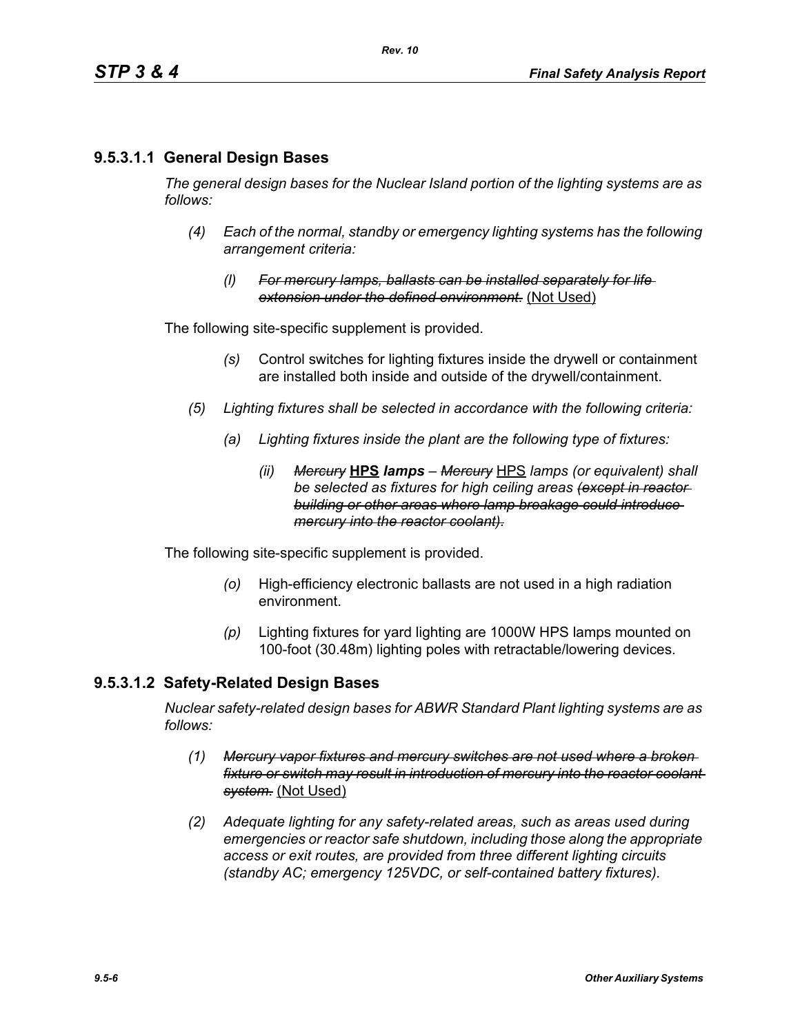### 9.5.3.1.1 General Design Bases

*The general design bases for the Nuclear Island portion of the lighting systems are as follows:*

*(4) Each of the normal, standby or emergency lighting systems has the following arrangement criteria:*

*(l) ~~For mercury lamps, ballasts can be installed separately for life extension under the defined environment.~~* (Not Used)

The following site-specific supplement is provided.

*(s)* Control switches for lighting fixtures inside the drywell or containment are installed both inside and outside of the drywell/containment.

*(5) Lighting fixtures shall be selected in accordance with the following criteria:*

*(a) Lighting fixtures inside the plant are the following type of fixtures:*

*(ii) ~~Mercury~~* **HPS** ***lamps*** *– ~~Mercury~~* HPS *lamps (or equivalent) shall be selected as fixtures for high ceiling areas ~~(except in reactor building or other areas where lamp breakage could introduce mercury into the reactor coolant).~~*

The following site-specific supplement is provided.

*(o)* High-efficiency electronic ballasts are not used in a high radiation environment.

*(p)* Lighting fixtures for yard lighting are 1000W HPS lamps mounted on 100-foot (30.48m) lighting poles with retractable/lowering devices.

### 9.5.3.1.2 Safety-Related Design Bases

*Nuclear safety-related design bases for ABWR Standard Plant lighting systems are as follows:*

*(1) ~~Mercury vapor fixtures and mercury switches are not used where a broken fixture or switch may result in introduction of mercury into the reactor coolant system.~~* (Not Used)

*(2) Adequate lighting for any safety-related areas, such as areas used during emergencies or reactor safe shutdown, including those along the appropriate access or exit routes, are provided from three different lighting circuits (standby AC; emergency 125VDC, or self-contained battery fixtures).*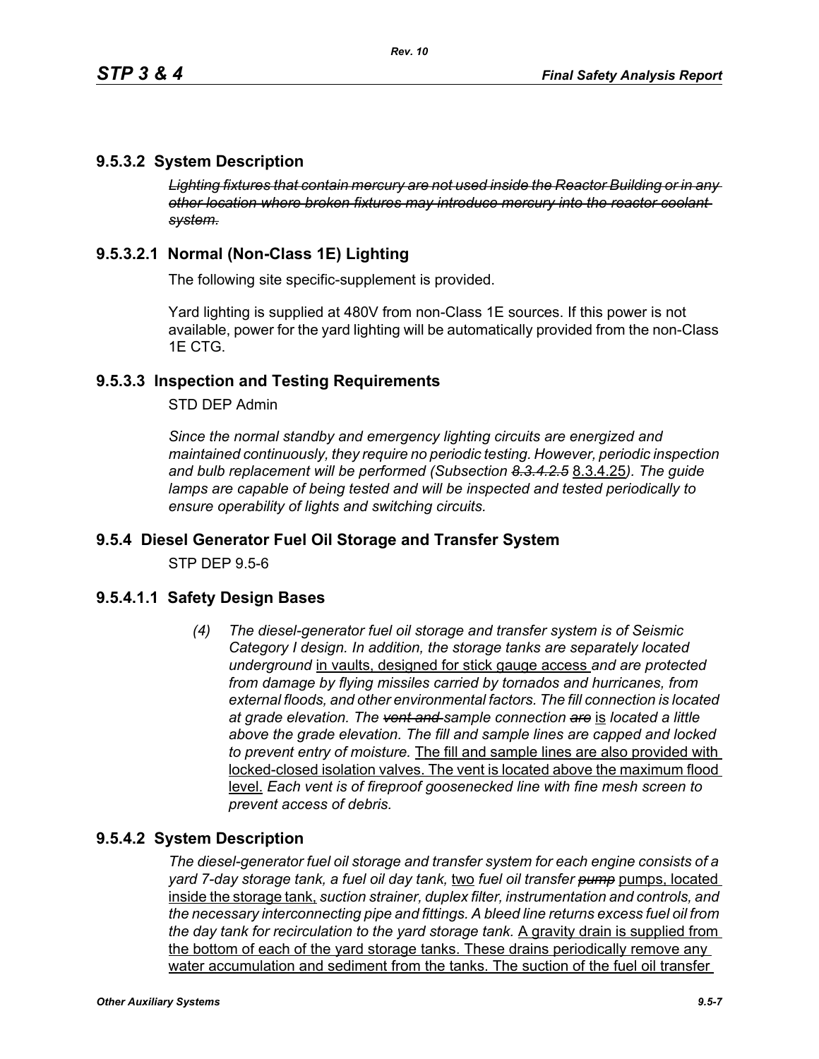## 9.5.3.2 System Description

~~*Lighting fixtures that contain mercury are not used inside the Reactor Building or in any other location where broken fixtures may introduce mercury into the reactor coolant system.*~~

### 9.5.3.2.1 Normal (Non-Class 1E) Lighting

The following site specific-supplement is provided.

Yard lighting is supplied at 480V from non-Class 1E sources. If this power is not available, power for the yard lighting will be automatically provided from the non-Class 1E CTG.

## 9.5.3.3 Inspection and Testing Requirements

STD DEP Admin

*Since the normal standby and emergency lighting circuits are energized and maintained continuously, they require no periodic testing. However, periodic inspection and bulb replacement will be performed (Subsection ~~8.3.4.2.5~~* <u>8.3.4.25</u>*). The guide lamps are capable of being tested and will be inspected and tested periodically to ensure operability of lights and switching circuits.*

## 9.5.4 Diesel Generator Fuel Oil Storage and Transfer System

STP DEP 9.5-6

### 9.5.4.1.1 Safety Design Bases

(4) *The diesel-generator fuel oil storage and transfer system is of Seismic Category I design. In addition, the storage tanks are separately located underground* <u>in vaults, designed for stick gauge access</u> *and are protected from damage by flying missiles carried by tornados and hurricanes, from external floods, and other environmental factors. The fill connection is located at grade elevation. The ~~vent and~~ sample connection ~~are~~* <u>is</u> *located a little above the grade elevation. The fill and sample lines are capped and locked to prevent entry of moisture.* <u>The fill and sample lines are also provided with locked-closed isolation valves. The vent is located above the maximum flood level.</u> *Each vent is of fireproof goosenecked line with fine mesh screen to prevent access of debris.*

## 9.5.4.2 System Description

*The diesel-generator fuel oil storage and transfer system for each engine consists of a yard 7-day storage tank, a fuel oil day tank,* <u>two</u> *fuel oil transfer ~~pump~~* <u>pumps, located inside the storage tank,</u> *suction strainer, duplex filter, instrumentation and controls, and the necessary interconnecting pipe and fittings. A bleed line returns excess fuel oil from the day tank for recirculation to the yard storage tank.* <u>A gravity drain is supplied from the bottom of each of the yard storage tanks. These drains periodically remove any water accumulation and sediment from the tanks. The suction of the fuel oil transfer</u>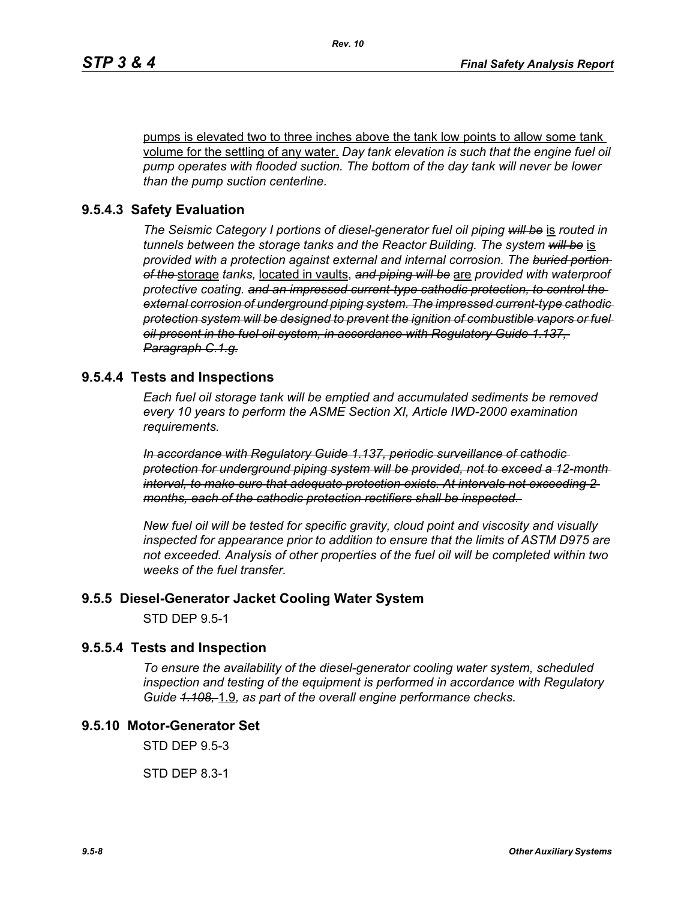pumps is elevated two to three inches above the tank low points to allow some tank volume for the settling of any water. *Day tank elevation is such that the engine fuel oil pump operates with flooded suction. The bottom of the day tank will never be lower than the pump suction centerline.*

### 9.5.4.3 Safety Evaluation

*The Seismic Category I portions of diesel-generator fuel oil piping ~~will be~~* is *routed in tunnels between the storage tanks and the Reactor Building. The system ~~will be~~* is *provided with a protection against external and internal corrosion. The ~~buried portion of the~~* storage *tanks,* located in vaults, *~~and piping will be~~* are *provided with waterproof protective coating. ~~and an impressed current-type cathodic protection, to control the external corrosion of underground piping system. The impressed current-type cathodic protection system will be designed to prevent the ignition of combustible vapors or fuel oil present in the fuel oil system, in accordance with Regulatory Guide 1.137, Paragraph C.1.g.~~*

### 9.5.4.4 Tests and Inspections

*Each fuel oil storage tank will be emptied and accumulated sediments be removed every 10 years to perform the ASME Section XI, Article IWD-2000 examination requirements.*

*~~In accordance with Regulatory Guide 1.137, periodic surveillance of cathodic protection for underground piping system will be provided, not to exceed a 12-month interval, to make sure that adequate protection exists. At intervals not exceeding 2 months, each of the cathodic protection rectifiers shall be inspected.~~*

*New fuel oil will be tested for specific gravity, cloud point and viscosity and visually inspected for appearance prior to addition to ensure that the limits of ASTM D975 are not exceeded. Analysis of other properties of the fuel oil will be completed within two weeks of the fuel transfer.*

## 9.5.5 Diesel-Generator Jacket Cooling Water System

STD DEP 9.5-1

### 9.5.5.4 Tests and Inspection

*To ensure the availability of the diesel-generator cooling water system, scheduled inspection and testing of the equipment is performed in accordance with Regulatory Guide ~~1.108,~~* 1.9*, as part of the overall engine performance checks.*

## 9.5.10 Motor-Generator Set

STD DEP 9.5-3

STD DEP 8.3-1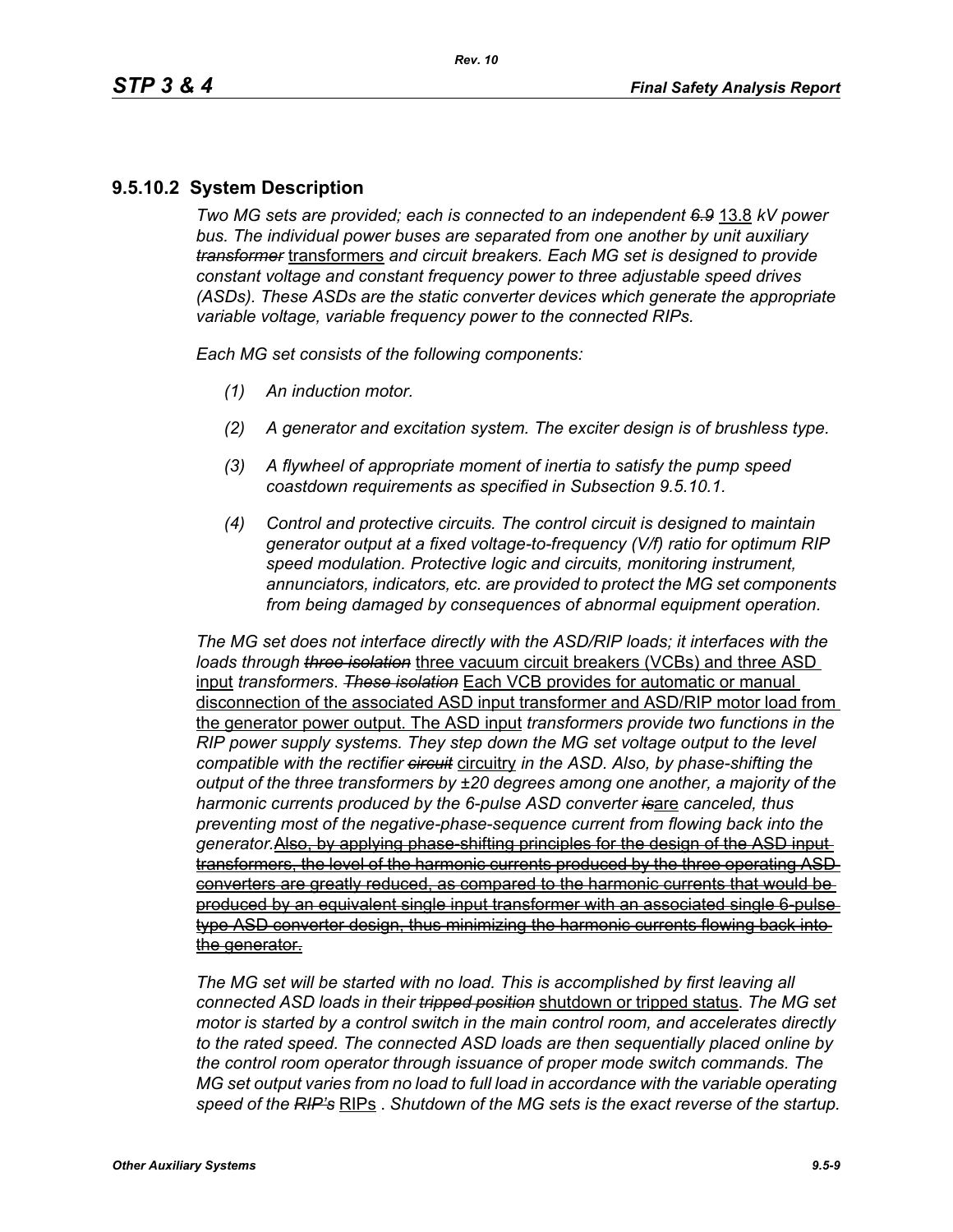## 9.5.10.2 System Description

*Two MG sets are provided; each is connected to an independent ~~6.9~~* <u>13.8</u> *kV power bus. The individual power buses are separated from one another by unit auxiliary ~~transformer~~* <u>transformers</u> *and circuit breakers. Each MG set is designed to provide constant voltage and constant frequency power to three adjustable speed drives (ASDs). These ASDs are the static converter devices which generate the appropriate variable voltage, variable frequency power to the connected RIPs.*

*Each MG set consists of the following components:*

*(1) An induction motor.*

*(2) A generator and excitation system. The exciter design is of brushless type.*

*(3) A flywheel of appropriate moment of inertia to satisfy the pump speed coastdown requirements as specified in Subsection 9.5.10.1.*

*(4) Control and protective circuits. The control circuit is designed to maintain generator output at a fixed voltage-to-frequency (V/f) ratio for optimum RIP speed modulation. Protective logic and circuits, monitoring instrument, annunciators, indicators, etc. are provided to protect the MG set components from being damaged by consequences of abnormal equipment operation.*

*The MG set does not interface directly with the ASD/RIP loads; it interfaces with the loads through ~~three isolation~~* <u>three vacuum circuit breakers (VCBs) and three ASD input</u> *transformers. ~~These isolation~~* <u>Each VCB provides for automatic or manual disconnection of the associated ASD input transformer and ASD/RIP motor load from the generator power output. The ASD input</u> *transformers provide two functions in the RIP power supply systems. They step down the MG set voltage output to the level compatible with the rectifier ~~circuit~~* <u>circuitry</u> *in the ASD. Also, by phase-shifting the output of the three transformers by ±20 degrees among one another, a majority of the harmonic currents produced by the 6-pulse ASD converter ~~is~~*<u>are</u> *canceled, thus preventing most of the negative-phase-sequence current from flowing back into the generator.*~~Also, by applying phase-shifting principles for the design of the ASD input transformers, the level of the harmonic currents produced by the three operating ASD converters are greatly reduced, as compared to the harmonic currents that would be produced by an equivalent single input transformer with an associated single 6-pulse type ASD converter design, thus minimizing the harmonic currents flowing back into the generator.~~

*The MG set will be started with no load. This is accomplished by first leaving all connected ASD loads in their ~~tripped position~~* <u>shutdown or tripped status</u>. *The MG set motor is started by a control switch in the main control room, and accelerates directly to the rated speed. The connected ASD loads are then sequentially placed online by the control room operator through issuance of proper mode switch commands. The MG set output varies from no load to full load in accordance with the variable operating speed of the ~~RIP's~~* <u>RIPs</u> *. Shutdown of the MG sets is the exact reverse of the startup.*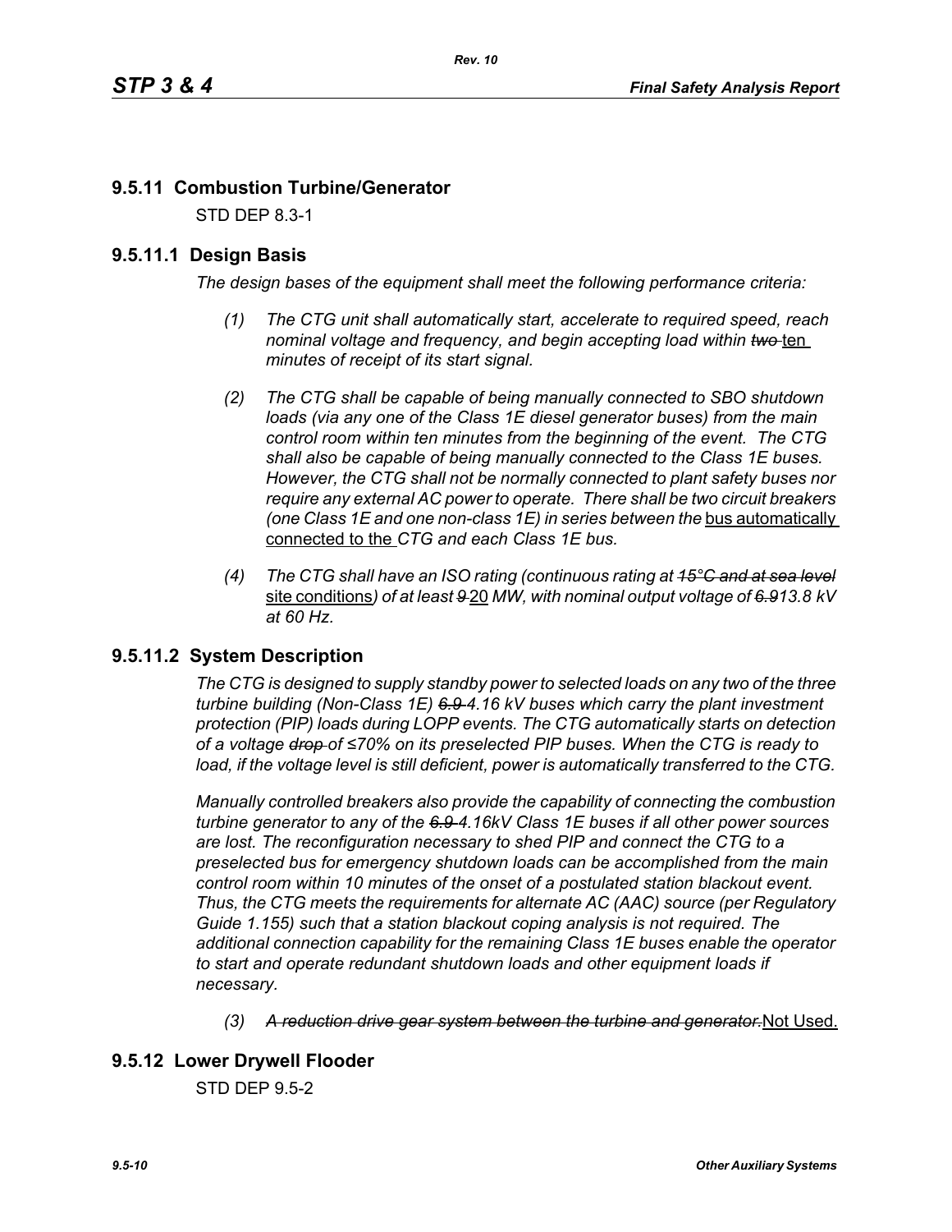## 9.5.11 Combustion Turbine/Generator

STD DEP 8.3-1

### 9.5.11.1 Design Basis

*The design bases of the equipment shall meet the following performance criteria:*

(1) *The CTG unit shall automatically start, accelerate to required speed, reach nominal voltage and frequency, and begin accepting load within* ~~*two*~~ ten *minutes of receipt of its start signal.*

(2) *The CTG shall be capable of being manually connected to SBO shutdown loads (via any one of the Class 1E diesel generator buses) from the main control room within ten minutes from the beginning of the event. The CTG shall also be capable of being manually connected to the Class 1E buses. However, the CTG shall not be normally connected to plant safety buses nor require any external AC power to operate. There shall be two circuit breakers (one Class 1E and one non-class 1E) in series between the* bus automatically connected to the *CTG and each Class 1E bus.*

(4) *The CTG shall have an ISO rating (continuous rating at* ~~*15°C and at sea level*~~ site conditions*) of at least* ~~*9*~~ 20 *MW, with nominal output voltage of* ~~*6.9*~~*13.8 kV at 60 Hz.*

### 9.5.11.2 System Description

*The CTG is designed to supply standby power to selected loads on any two of the three turbine building (Non-Class 1E)* ~~*6.9*~~ *4.16 kV buses which carry the plant investment protection (PIP) loads during LOPP events. The CTG automatically starts on detection of a voltage* ~~*drop*~~ *of ≤70% on its preselected PIP buses. When the CTG is ready to load, if the voltage level is still deficient, power is automatically transferred to the CTG.*

*Manually controlled breakers also provide the capability of connecting the combustion turbine generator to any of the* ~~*6.9*~~ *4.16kV Class 1E buses if all other power sources are lost. The reconfiguration necessary to shed PIP and connect the CTG to a preselected bus for emergency shutdown loads can be accomplished from the main control room within 10 minutes of the onset of a postulated station blackout event. Thus, the CTG meets the requirements for alternate AC (AAC) source (per Regulatory Guide 1.155) such that a station blackout coping analysis is not required. The additional connection capability for the remaining Class 1E buses enable the operator to start and operate redundant shutdown loads and other equipment loads if necessary.*

(3) ~~*A reduction drive gear system between the turbine and generator.*~~Not Used.

## 9.5.12 Lower Drywell Flooder

STD DEP 9.5-2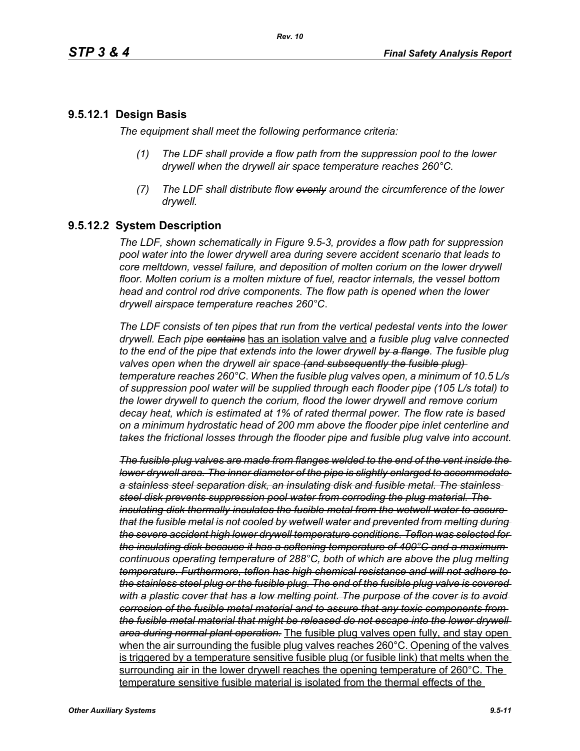## 9.5.12.1 Design Basis

*The equipment shall meet the following performance criteria:*

- *(1) The LDF shall provide a flow path from the suppression pool to the lower drywell when the drywell air space temperature reaches 260°C.*
- *(7) The LDF shall distribute flow ~~evenly~~ around the circumference of the lower drywell.*

## 9.5.12.2 System Description

*The LDF, shown schematically in Figure 9.5-3, provides a flow path for suppression pool water into the lower drywell area during severe accident scenario that leads to core meltdown, vessel failure, and deposition of molten corium on the lower drywell floor. Molten corium is a molten mixture of fuel, reactor internals, the vessel bottom head and control rod drive components. The flow path is opened when the lower drywell airspace temperature reaches 260°C*.

*The LDF consists of ten pipes that run from the vertical pedestal vents into the lower drywell. Each pipe ~~contains~~* <u>has an isolation valve and</u> *a fusible plug valve connected to the end of the pipe that extends into the lower drywell ~~by a flange~~. The fusible plug valves open when the drywell air space ~~(and subsequently the fusible plug)~~ temperature reaches 260°C. When the fusible plug valves open, a minimum of 10.5 L/s of suppression pool water will be supplied through each flooder pipe (105 L/s total) to the lower drywell to quench the corium, flood the lower drywell and remove corium decay heat, which is estimated at 1% of rated thermal power. The flow rate is based on a minimum hydrostatic head of 200 mm above the flooder pipe inlet centerline and takes the frictional losses through the flooder pipe and fusible plug valve into account.*

*~~The fusible plug valves are made from flanges welded to the end of the vent inside the lower drywell area. The inner diameter of the pipe is slightly enlarged to accommodate a stainless steel separation disk, an insulating disk and fusible metal. The stainless steel disk prevents suppression pool water from corroding the plug material. The insulating disk thermally insulates the fusible metal from the wetwell water to assure that the fusible metal is not cooled by wetwell water and prevented from melting during the severe accident high lower drywell temperature conditions. Teflon was selected for the insulating disk because it has a softening temperature of 400°C and a maximum continuous operating temperature of 288°C, both of which are above the plug melting temperature. Furthermore, teflon has high chemical resistance and will not adhere to the stainless steel plug or the fusible plug. The end of the fusible plug valve is covered with a plastic cover that has a low melting point. The purpose of the cover is to avoid corrosion of the fusible metal material and to assure that any toxic components from the fusible metal material that might be released do not escape into the lower drywell area during normal plant operation.~~* <u>The fusible plug valves open fully, and stay open when the air surrounding the fusible plug valves reaches 260°C. Opening of the valves is triggered by a temperature sensitive fusible plug (or fusible link) that melts when the surrounding air in the lower drywell reaches the opening temperature of 260°C. The temperature sensitive fusible material is isolated from the thermal effects of the</u>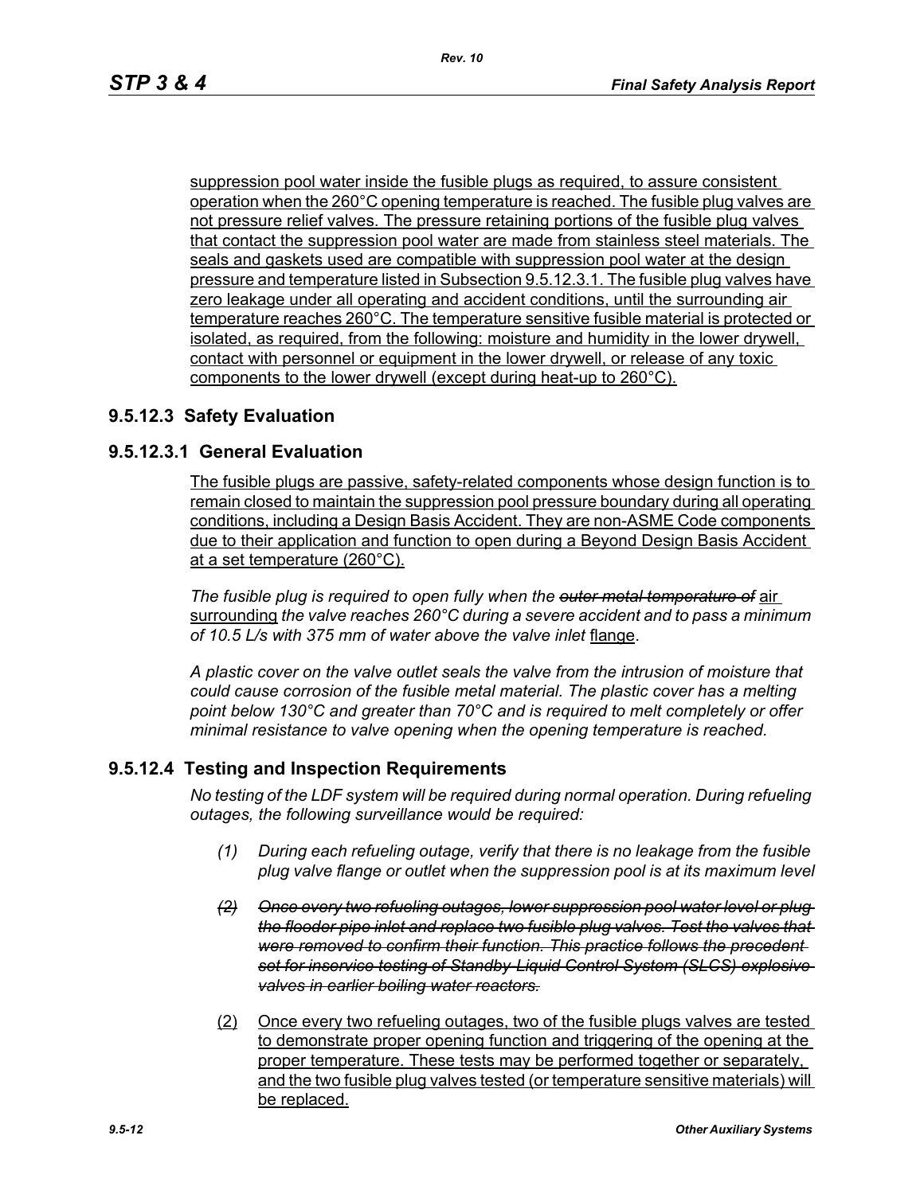suppression pool water inside the fusible plugs as required, to assure consistent operation when the 260°C opening temperature is reached. The fusible plug valves are not pressure relief valves. The pressure retaining portions of the fusible plug valves that contact the suppression pool water are made from stainless steel materials. The seals and gaskets used are compatible with suppression pool water at the design pressure and temperature listed in Subsection 9.5.12.3.1. The fusible plug valves have zero leakage under all operating and accident conditions, until the surrounding air temperature reaches 260°C. The temperature sensitive fusible material is protected or isolated, as required, from the following: moisture and humidity in the lower drywell, contact with personnel or equipment in the lower drywell, or release of any toxic components to the lower drywell (except during heat-up to 260°C).

## 9.5.12.3 Safety Evaluation

### 9.5.12.3.1 General Evaluation

The fusible plugs are passive, safety-related components whose design function is to remain closed to maintain the suppression pool pressure boundary during all operating conditions, including a Design Basis Accident. They are non-ASME Code components due to their application and function to open during a Beyond Design Basis Accident at a set temperature (260°C).

*The fusible plug is required to open fully when the ~~outer metal temperature of~~* air surrounding *the valve reaches 260°C during a severe accident and to pass a minimum of 10.5 L/s with 375 mm of water above the valve inlet* flange.

*A plastic cover on the valve outlet seals the valve from the intrusion of moisture that could cause corrosion of the fusible metal material. The plastic cover has a melting point below 130°C and greater than 70°C and is required to melt completely or offer minimal resistance to valve opening when the opening temperature is reached.*

## 9.5.12.4 Testing and Inspection Requirements

*No testing of the LDF system will be required during normal operation. During refueling outages, the following surveillance would be required:*

*(1) During each refueling outage, verify that there is no leakage from the fusible plug valve flange or outlet when the suppression pool is at its maximum level*

~~*(2) Once every two refueling outages, lower suppression pool water level or plug the flooder pipe inlet and replace two fusible plug valves. Test the valves that were removed to confirm their function. This practice follows the precedent set for inservice testing of Standby Liquid Control System (SLCS) explosive valves in earlier boiling water reactors.*~~

(2) Once every two refueling outages, two of the fusible plugs valves are tested to demonstrate proper opening function and triggering of the opening at the proper temperature. These tests may be performed together or separately, and the two fusible plug valves tested (or temperature sensitive materials) will be replaced.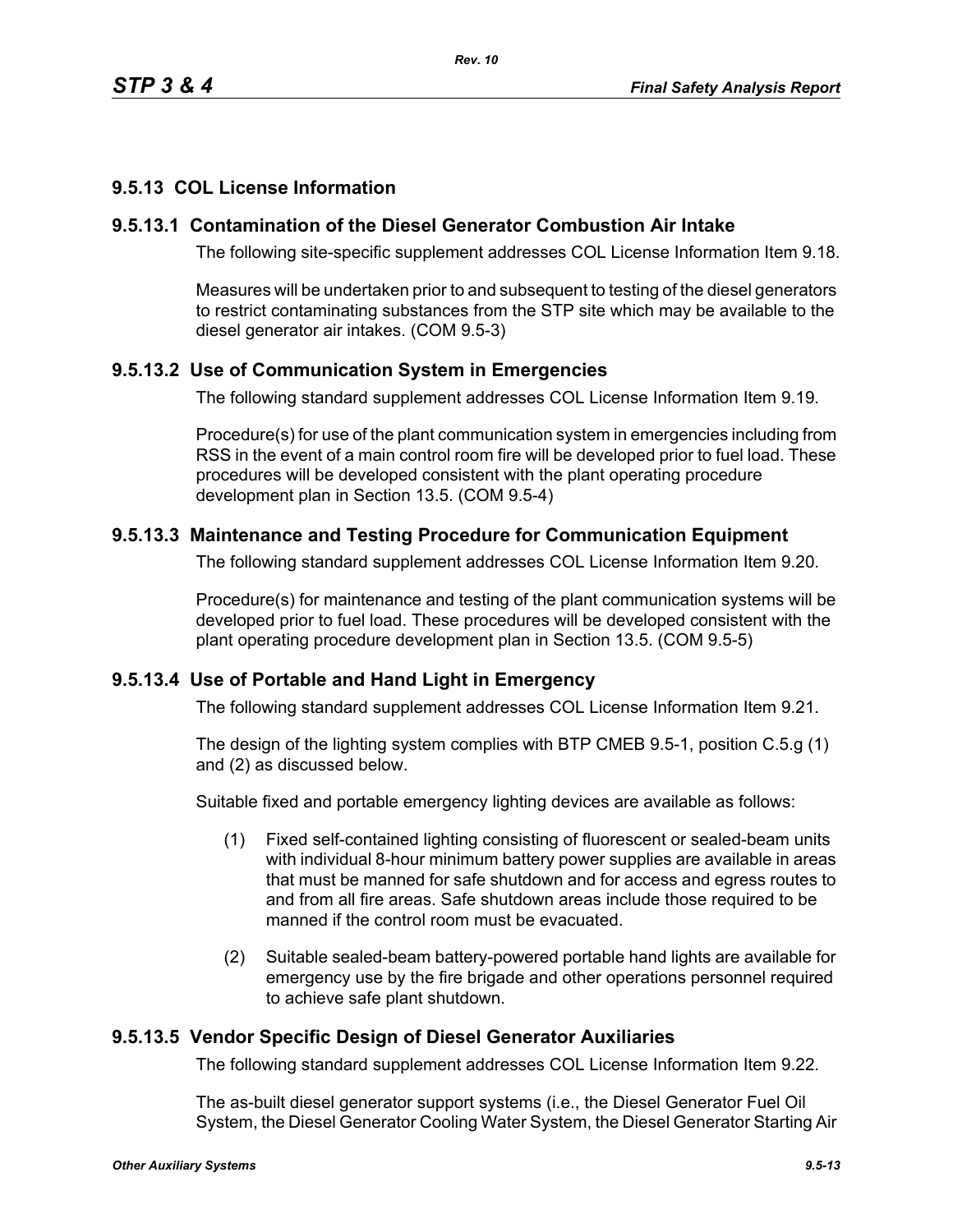## 9.5.13 COL License Information

### 9.5.13.1 Contamination of the Diesel Generator Combustion Air Intake

The following site-specific supplement addresses COL License Information Item 9.18.

Measures will be undertaken prior to and subsequent to testing of the diesel generators to restrict contaminating substances from the STP site which may be available to the diesel generator air intakes. (COM 9.5-3)

### 9.5.13.2 Use of Communication System in Emergencies

The following standard supplement addresses COL License Information Item 9.19.

Procedure(s) for use of the plant communication system in emergencies including from RSS in the event of a main control room fire will be developed prior to fuel load. These procedures will be developed consistent with the plant operating procedure development plan in Section 13.5. (COM 9.5-4)

### 9.5.13.3 Maintenance and Testing Procedure for Communication Equipment

The following standard supplement addresses COL License Information Item 9.20.

Procedure(s) for maintenance and testing of the plant communication systems will be developed prior to fuel load. These procedures will be developed consistent with the plant operating procedure development plan in Section 13.5. (COM 9.5-5)

### 9.5.13.4 Use of Portable and Hand Light in Emergency

The following standard supplement addresses COL License Information Item 9.21.

The design of the lighting system complies with BTP CMEB 9.5-1, position C.5.g (1) and (2) as discussed below.

Suitable fixed and portable emergency lighting devices are available as follows:

(1) Fixed self-contained lighting consisting of fluorescent or sealed-beam units with individual 8-hour minimum battery power supplies are available in areas that must be manned for safe shutdown and for access and egress routes to and from all fire areas. Safe shutdown areas include those required to be manned if the control room must be evacuated.

(2) Suitable sealed-beam battery-powered portable hand lights are available for emergency use by the fire brigade and other operations personnel required to achieve safe plant shutdown.

### 9.5.13.5 Vendor Specific Design of Diesel Generator Auxiliaries

The following standard supplement addresses COL License Information Item 9.22.

The as-built diesel generator support systems (i.e., the Diesel Generator Fuel Oil System, the Diesel Generator Cooling Water System, the Diesel Generator Starting Air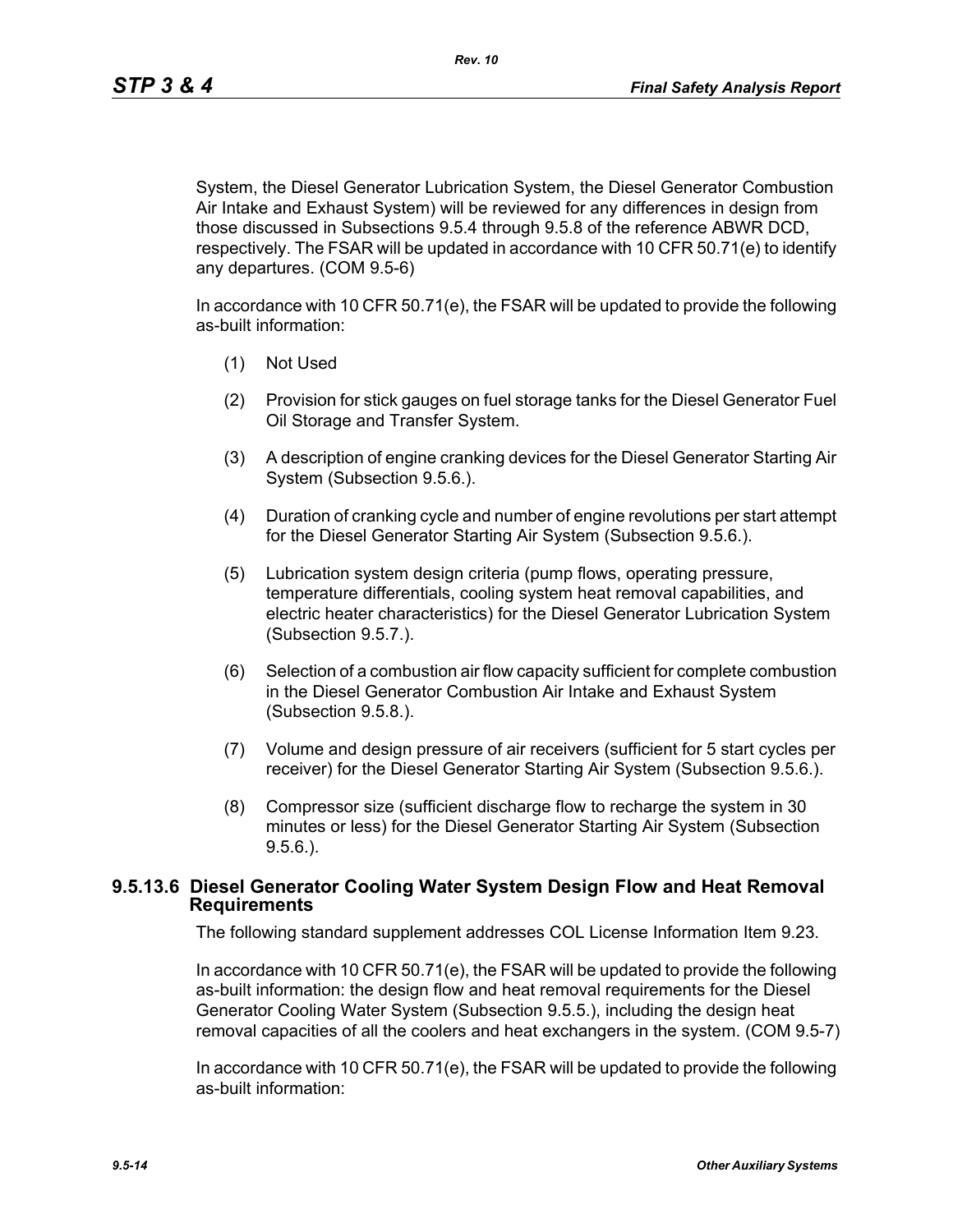System, the Diesel Generator Lubrication System, the Diesel Generator Combustion Air Intake and Exhaust System) will be reviewed for any differences in design from those discussed in Subsections 9.5.4 through 9.5.8 of the reference ABWR DCD, respectively. The FSAR will be updated in accordance with 10 CFR 50.71(e) to identify any departures. (COM 9.5-6)

In accordance with 10 CFR 50.71(e), the FSAR will be updated to provide the following as-built information:

(1) Not Used

(2) Provision for stick gauges on fuel storage tanks for the Diesel Generator Fuel Oil Storage and Transfer System.

(3) A description of engine cranking devices for the Diesel Generator Starting Air System (Subsection 9.5.6.).

(4) Duration of cranking cycle and number of engine revolutions per start attempt for the Diesel Generator Starting Air System (Subsection 9.5.6.).

(5) Lubrication system design criteria (pump flows, operating pressure, temperature differentials, cooling system heat removal capabilities, and electric heater characteristics) for the Diesel Generator Lubrication System (Subsection 9.5.7.).

(6) Selection of a combustion air flow capacity sufficient for complete combustion in the Diesel Generator Combustion Air Intake and Exhaust System (Subsection 9.5.8.).

(7) Volume and design pressure of air receivers (sufficient for 5 start cycles per receiver) for the Diesel Generator Starting Air System (Subsection 9.5.6.).

(8) Compressor size (sufficient discharge flow to recharge the system in 30 minutes or less) for the Diesel Generator Starting Air System (Subsection 9.5.6.).

### 9.5.13.6 Diesel Generator Cooling Water System Design Flow and Heat Removal Requirements

The following standard supplement addresses COL License Information Item 9.23.

In accordance with 10 CFR 50.71(e), the FSAR will be updated to provide the following as-built information: the design flow and heat removal requirements for the Diesel Generator Cooling Water System (Subsection 9.5.5.), including the design heat removal capacities of all the coolers and heat exchangers in the system. (COM 9.5-7)

In accordance with 10 CFR 50.71(e), the FSAR will be updated to provide the following as-built information: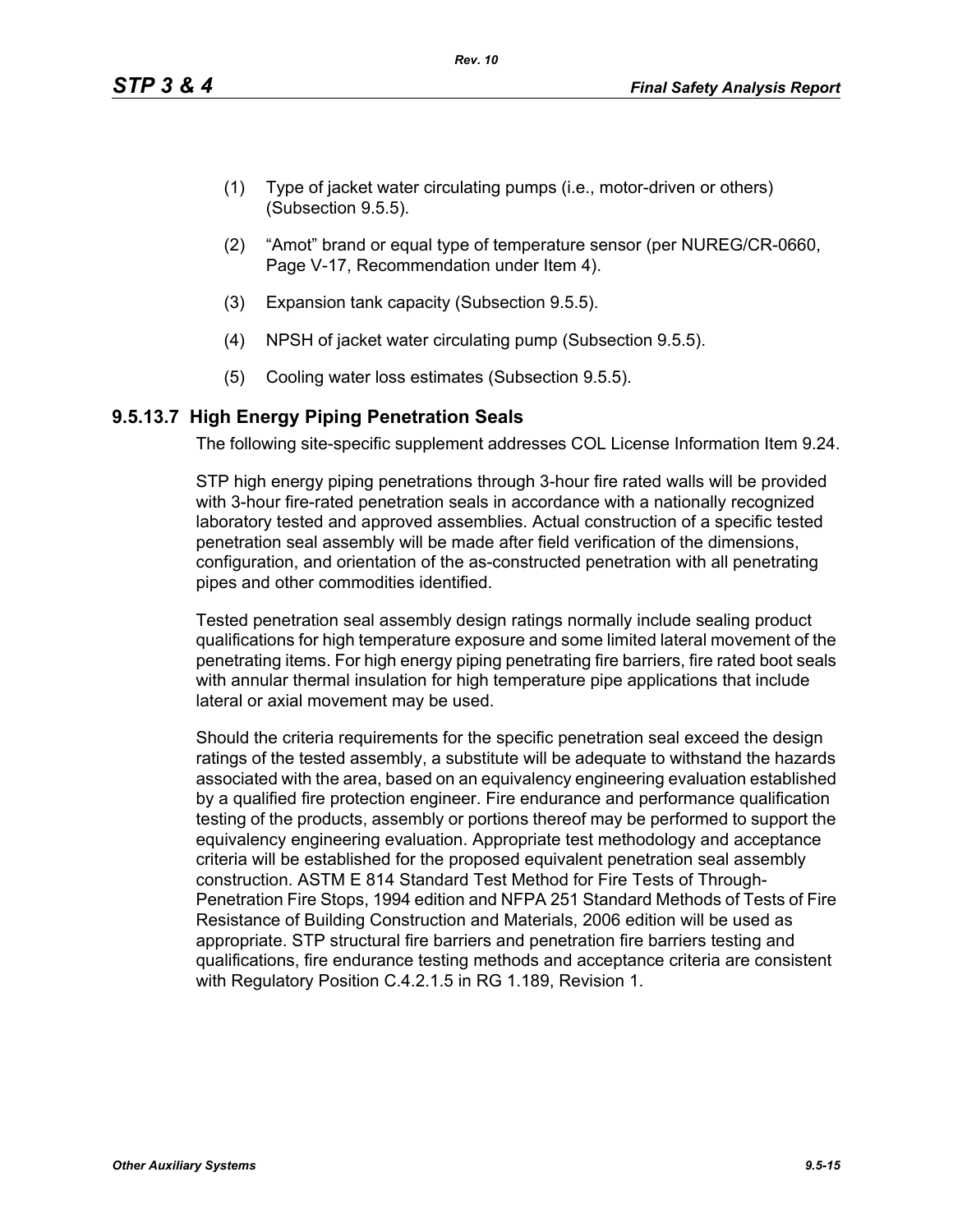(1) Type of jacket water circulating pumps (i.e., motor-driven or others) (Subsection 9.5.5).

(2) “Amot” brand or equal type of temperature sensor (per NUREG/CR-0660, Page V-17, Recommendation under Item 4).

(3) Expansion tank capacity (Subsection 9.5.5).

(4) NPSH of jacket water circulating pump (Subsection 9.5.5).

(5) Cooling water loss estimates (Subsection 9.5.5).

### 9.5.13.7 High Energy Piping Penetration Seals

The following site-specific supplement addresses COL License Information Item 9.24.

STP high energy piping penetrations through 3-hour fire rated walls will be provided with 3-hour fire-rated penetration seals in accordance with a nationally recognized laboratory tested and approved assemblies. Actual construction of a specific tested penetration seal assembly will be made after field verification of the dimensions, configuration, and orientation of the as-constructed penetration with all penetrating pipes and other commodities identified.

Tested penetration seal assembly design ratings normally include sealing product qualifications for high temperature exposure and some limited lateral movement of the penetrating items. For high energy piping penetrating fire barriers, fire rated boot seals with annular thermal insulation for high temperature pipe applications that include lateral or axial movement may be used.

Should the criteria requirements for the specific penetration seal exceed the design ratings of the tested assembly, a substitute will be adequate to withstand the hazards associated with the area, based on an equivalency engineering evaluation established by a qualified fire protection engineer. Fire endurance and performance qualification testing of the products, assembly or portions thereof may be performed to support the equivalency engineering evaluation. Appropriate test methodology and acceptance criteria will be established for the proposed equivalent penetration seal assembly construction. ASTM E 814 Standard Test Method for Fire Tests of Through-Penetration Fire Stops, 1994 edition and NFPA 251 Standard Methods of Tests of Fire Resistance of Building Construction and Materials, 2006 edition will be used as appropriate. STP structural fire barriers and penetration fire barriers testing and qualifications, fire endurance testing methods and acceptance criteria are consistent with Regulatory Position C.4.2.1.5 in RG 1.189, Revision 1.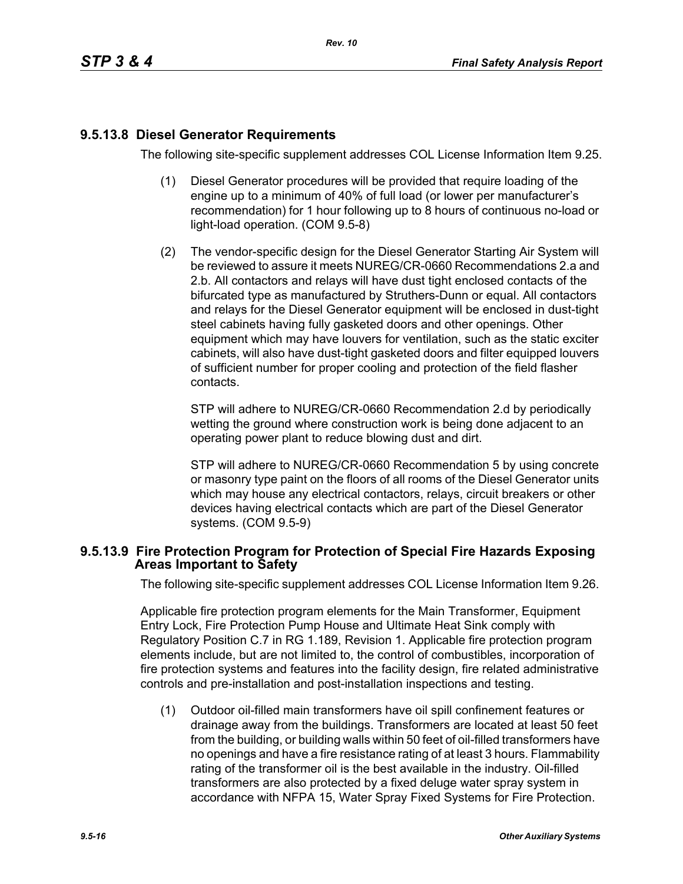### 9.5.13.8 Diesel Generator Requirements

The following site-specific supplement addresses COL License Information Item 9.25.

(1) Diesel Generator procedures will be provided that require loading of the engine up to a minimum of 40% of full load (or lower per manufacturer's recommendation) for 1 hour following up to 8 hours of continuous no-load or light-load operation. (COM 9.5-8)

(2) The vendor-specific design for the Diesel Generator Starting Air System will be reviewed to assure it meets NUREG/CR-0660 Recommendations 2.a and 2.b. All contactors and relays will have dust tight enclosed contacts of the bifurcated type as manufactured by Struthers-Dunn or equal. All contactors and relays for the Diesel Generator equipment will be enclosed in dust-tight steel cabinets having fully gasketed doors and other openings. Other equipment which may have louvers for ventilation, such as the static exciter cabinets, will also have dust-tight gasketed doors and filter equipped louvers of sufficient number for proper cooling and protection of the field flasher contacts.

    STP will adhere to NUREG/CR-0660 Recommendation 2.d by periodically wetting the ground where construction work is being done adjacent to an operating power plant to reduce blowing dust and dirt.

    STP will adhere to NUREG/CR-0660 Recommendation 5 by using concrete or masonry type paint on the floors of all rooms of the Diesel Generator units which may house any electrical contactors, relays, circuit breakers or other devices having electrical contacts which are part of the Diesel Generator systems. (COM 9.5-9)

### 9.5.13.9 Fire Protection Program for Protection of Special Fire Hazards Exposing Areas Important to Safety

The following site-specific supplement addresses COL License Information Item 9.26.

Applicable fire protection program elements for the Main Transformer, Equipment Entry Lock, Fire Protection Pump House and Ultimate Heat Sink comply with Regulatory Position C.7 in RG 1.189, Revision 1. Applicable fire protection program elements include, but are not limited to, the control of combustibles, incorporation of fire protection systems and features into the facility design, fire related administrative controls and pre-installation and post-installation inspections and testing.

(1) Outdoor oil-filled main transformers have oil spill confinement features or drainage away from the buildings. Transformers are located at least 50 feet from the building, or building walls within 50 feet of oil-filled transformers have no openings and have a fire resistance rating of at least 3 hours. Flammability rating of the transformer oil is the best available in the industry. Oil-filled transformers are also protected by a fixed deluge water spray system in accordance with NFPA 15, Water Spray Fixed Systems for Fire Protection.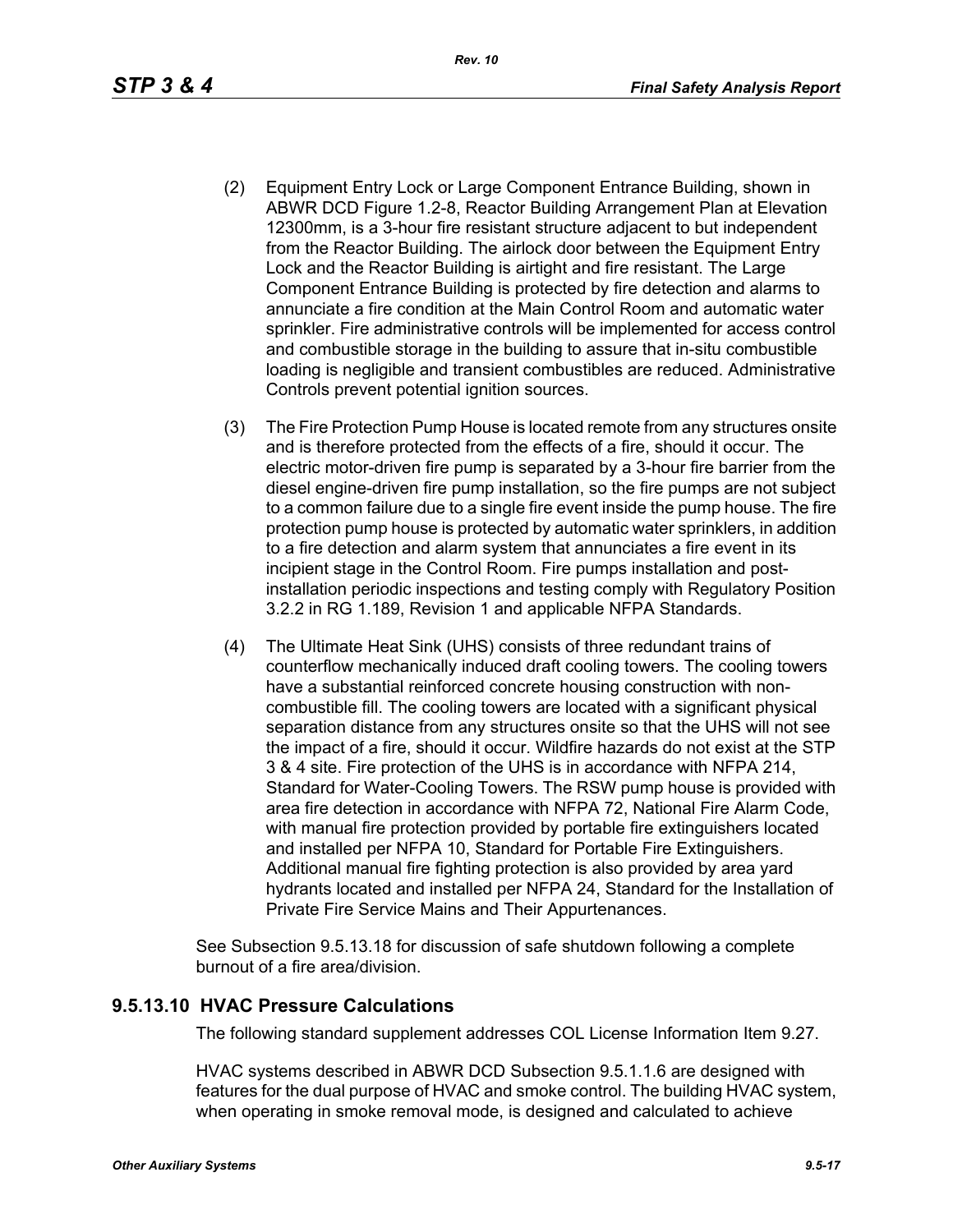(2) Equipment Entry Lock or Large Component Entrance Building, shown in ABWR DCD Figure 1.2-8, Reactor Building Arrangement Plan at Elevation 12300mm, is a 3-hour fire resistant structure adjacent to but independent from the Reactor Building. The airlock door between the Equipment Entry Lock and the Reactor Building is airtight and fire resistant. The Large Component Entrance Building is protected by fire detection and alarms to annunciate a fire condition at the Main Control Room and automatic water sprinkler. Fire administrative controls will be implemented for access control and combustible storage in the building to assure that in-situ combustible loading is negligible and transient combustibles are reduced. Administrative Controls prevent potential ignition sources.

(3) The Fire Protection Pump House is located remote from any structures onsite and is therefore protected from the effects of a fire, should it occur. The electric motor-driven fire pump is separated by a 3-hour fire barrier from the diesel engine-driven fire pump installation, so the fire pumps are not subject to a common failure due to a single fire event inside the pump house. The fire protection pump house is protected by automatic water sprinklers, in addition to a fire detection and alarm system that annunciates a fire event in its incipient stage in the Control Room. Fire pumps installation and post-installation periodic inspections and testing comply with Regulatory Position 3.2.2 in RG 1.189, Revision 1 and applicable NFPA Standards.

(4) The Ultimate Heat Sink (UHS) consists of three redundant trains of counterflow mechanically induced draft cooling towers. The cooling towers have a substantial reinforced concrete housing construction with non-combustible fill. The cooling towers are located with a significant physical separation distance from any structures onsite so that the UHS will not see the impact of a fire, should it occur. Wildfire hazards do not exist at the STP 3 & 4 site. Fire protection of the UHS is in accordance with NFPA 214, Standard for Water-Cooling Towers. The RSW pump house is provided with area fire detection in accordance with NFPA 72, National Fire Alarm Code, with manual fire protection provided by portable fire extinguishers located and installed per NFPA 10, Standard for Portable Fire Extinguishers. Additional manual fire fighting protection is also provided by area yard hydrants located and installed per NFPA 24, Standard for the Installation of Private Fire Service Mains and Their Appurtenances.

See Subsection 9.5.13.18 for discussion of safe shutdown following a complete burnout of a fire area/division.

## 9.5.13.10 HVAC Pressure Calculations

The following standard supplement addresses COL License Information Item 9.27.

HVAC systems described in ABWR DCD Subsection 9.5.1.1.6 are designed with features for the dual purpose of HVAC and smoke control. The building HVAC system, when operating in smoke removal mode, is designed and calculated to achieve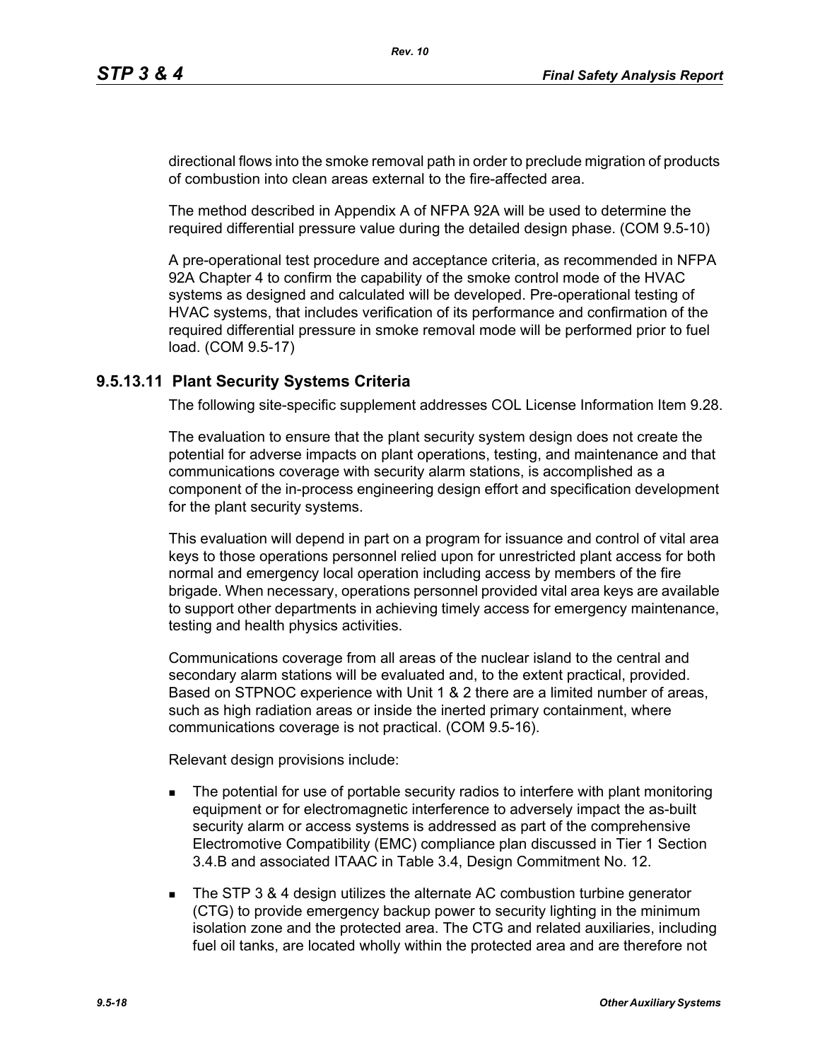directional flows into the smoke removal path in order to preclude migration of products of combustion into clean areas external to the fire-affected area.

The method described in Appendix A of NFPA 92A will be used to determine the required differential pressure value during the detailed design phase. (COM 9.5-10)

A pre-operational test procedure and acceptance criteria, as recommended in NFPA 92A Chapter 4 to confirm the capability of the smoke control mode of the HVAC systems as designed and calculated will be developed. Pre-operational testing of HVAC systems, that includes verification of its performance and confirmation of the required differential pressure in smoke removal mode will be performed prior to fuel load. (COM 9.5-17)

### 9.5.13.11 Plant Security Systems Criteria

The following site-specific supplement addresses COL License Information Item 9.28.

The evaluation to ensure that the plant security system design does not create the potential for adverse impacts on plant operations, testing, and maintenance and that communications coverage with security alarm stations, is accomplished as a component of the in-process engineering design effort and specification development for the plant security systems.

This evaluation will depend in part on a program for issuance and control of vital area keys to those operations personnel relied upon for unrestricted plant access for both normal and emergency local operation including access by members of the fire brigade. When necessary, operations personnel provided vital area keys are available to support other departments in achieving timely access for emergency maintenance, testing and health physics activities.

Communications coverage from all areas of the nuclear island to the central and secondary alarm stations will be evaluated and, to the extent practical, provided. Based on STPNOC experience with Unit 1 & 2 there are a limited number of areas, such as high radiation areas or inside the inerted primary containment, where communications coverage is not practical. (COM 9.5-16).

Relevant design provisions include:

- The potential for use of portable security radios to interfere with plant monitoring equipment or for electromagnetic interference to adversely impact the as-built security alarm or access systems is addressed as part of the comprehensive Electromotive Compatibility (EMC) compliance plan discussed in Tier 1 Section 3.4.B and associated ITAAC in Table 3.4, Design Commitment No. 12.
- The STP 3 & 4 design utilizes the alternate AC combustion turbine generator (CTG) to provide emergency backup power to security lighting in the minimum isolation zone and the protected area. The CTG and related auxiliaries, including fuel oil tanks, are located wholly within the protected area and are therefore not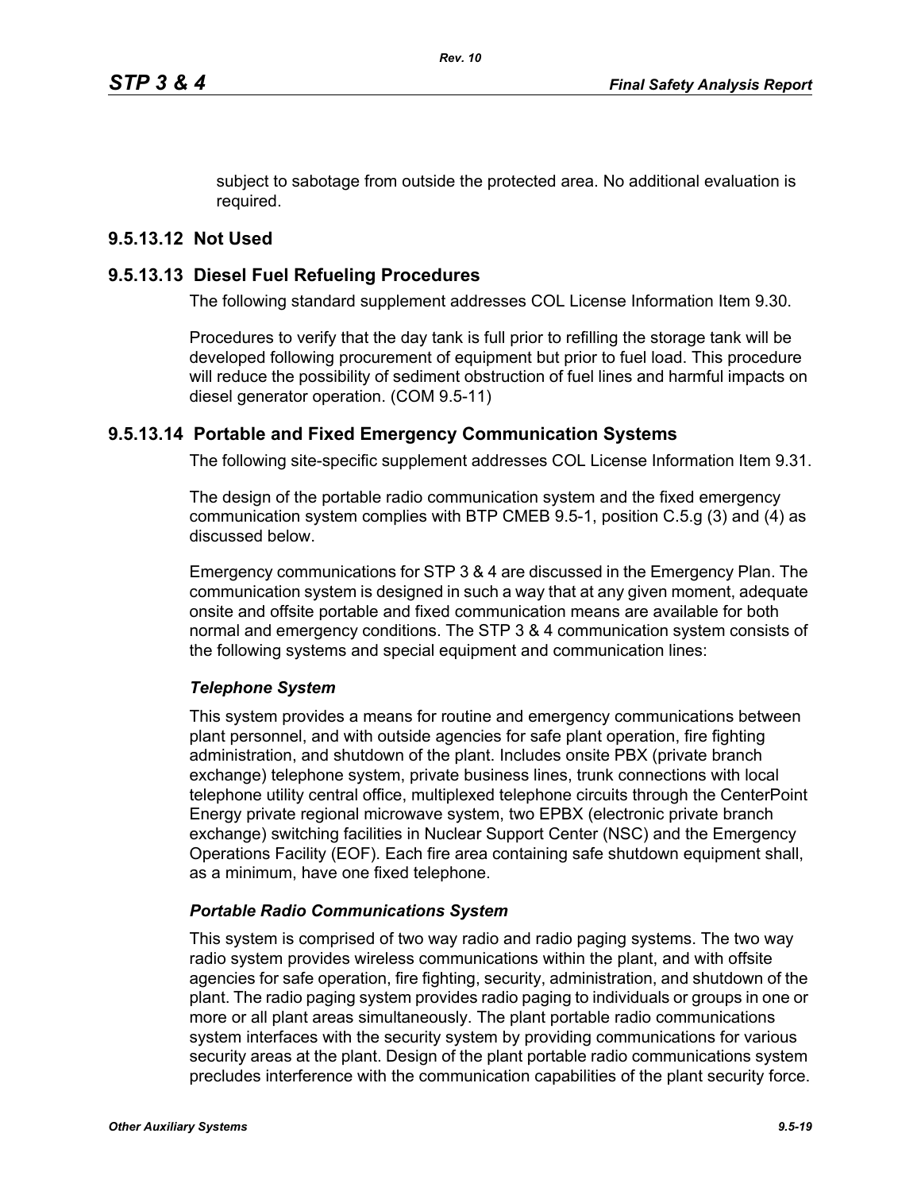subject to sabotage from outside the protected area. No additional evaluation is required.

### 9.5.13.12 Not Used

### 9.5.13.13 Diesel Fuel Refueling Procedures

The following standard supplement addresses COL License Information Item 9.30.

Procedures to verify that the day tank is full prior to refilling the storage tank will be developed following procurement of equipment but prior to fuel load. This procedure will reduce the possibility of sediment obstruction of fuel lines and harmful impacts on diesel generator operation. (COM 9.5-11)

### 9.5.13.14 Portable and Fixed Emergency Communication Systems

The following site-specific supplement addresses COL License Information Item 9.31.

The design of the portable radio communication system and the fixed emergency communication system complies with BTP CMEB 9.5-1, position C.5.g (3) and (4) as discussed below.

Emergency communications for STP 3 & 4 are discussed in the Emergency Plan. The communication system is designed in such a way that at any given moment, adequate onsite and offsite portable and fixed communication means are available for both normal and emergency conditions. The STP 3 & 4 communication system consists of the following systems and special equipment and communication lines:

*Telephone System*

This system provides a means for routine and emergency communications between plant personnel, and with outside agencies for safe plant operation, fire fighting administration, and shutdown of the plant. Includes onsite PBX (private branch exchange) telephone system, private business lines, trunk connections with local telephone utility central office, multiplexed telephone circuits through the CenterPoint Energy private regional microwave system, two EPBX (electronic private branch exchange) switching facilities in Nuclear Support Center (NSC) and the Emergency Operations Facility (EOF). Each fire area containing safe shutdown equipment shall, as a minimum, have one fixed telephone.

*Portable Radio Communications System*

This system is comprised of two way radio and radio paging systems. The two way radio system provides wireless communications within the plant, and with offsite agencies for safe operation, fire fighting, security, administration, and shutdown of the plant. The radio paging system provides radio paging to individuals or groups in one or more or all plant areas simultaneously. The plant portable radio communications system interfaces with the security system by providing communications for various security areas at the plant. Design of the plant portable radio communications system precludes interference with the communication capabilities of the plant security force.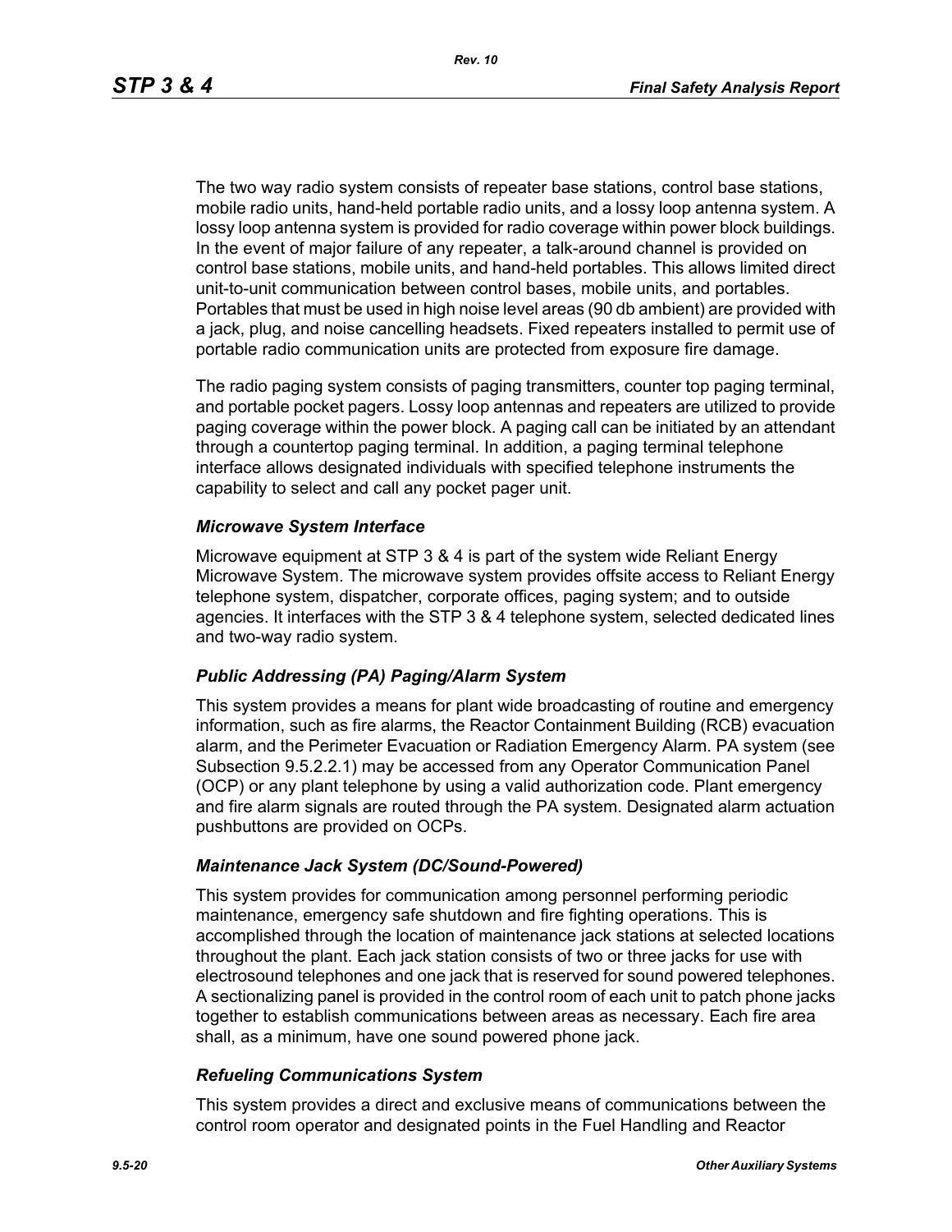The two way radio system consists of repeater base stations, control base stations, mobile radio units, hand-held portable radio units, and a lossy loop antenna system. A lossy loop antenna system is provided for radio coverage within power block buildings. In the event of major failure of any repeater, a talk-around channel is provided on control base stations, mobile units, and hand-held portables. This allows limited direct unit-to-unit communication between control bases, mobile units, and portables. Portables that must be used in high noise level areas (90 db ambient) are provided with a jack, plug, and noise cancelling headsets. Fixed repeaters installed to permit use of portable radio communication units are protected from exposure fire damage.

The radio paging system consists of paging transmitters, counter top paging terminal, and portable pocket pagers. Lossy loop antennas and repeaters are utilized to provide paging coverage within the power block. A paging call can be initiated by an attendant through a countertop paging terminal. In addition, a paging terminal telephone interface allows designated individuals with specified telephone instruments the capability to select and call any pocket pager unit.

### *Microwave System Interface*

Microwave equipment at STP 3 & 4 is part of the system wide Reliant Energy Microwave System. The microwave system provides offsite access to Reliant Energy telephone system, dispatcher, corporate offices, paging system; and to outside agencies. It interfaces with the STP 3 & 4 telephone system, selected dedicated lines and two-way radio system.

### *Public Addressing (PA) Paging/Alarm System*

This system provides a means for plant wide broadcasting of routine and emergency information, such as fire alarms, the Reactor Containment Building (RCB) evacuation alarm, and the Perimeter Evacuation or Radiation Emergency Alarm. PA system (see Subsection 9.5.2.2.1) may be accessed from any Operator Communication Panel (OCP) or any plant telephone by using a valid authorization code. Plant emergency and fire alarm signals are routed through the PA system. Designated alarm actuation pushbuttons are provided on OCPs.

### *Maintenance Jack System (DC/Sound-Powered)*

This system provides for communication among personnel performing periodic maintenance, emergency safe shutdown and fire fighting operations. This is accomplished through the location of maintenance jack stations at selected locations throughout the plant. Each jack station consists of two or three jacks for use with electrosound telephones and one jack that is reserved for sound powered telephones. A sectionalizing panel is provided in the control room of each unit to patch phone jacks together to establish communications between areas as necessary. Each fire area shall, as a minimum, have one sound powered phone jack.

### *Refueling Communications System*

This system provides a direct and exclusive means of communications between the control room operator and designated points in the Fuel Handling and Reactor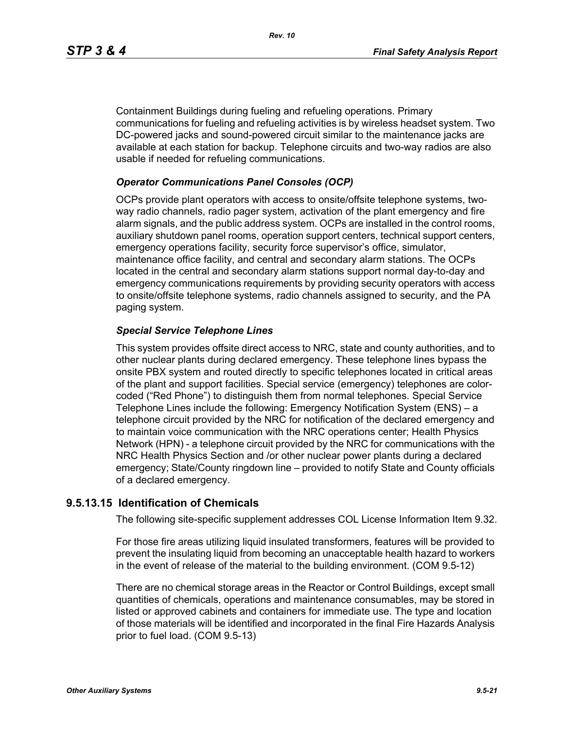Containment Buildings during fueling and refueling operations. Primary communications for fueling and refueling activities is by wireless headset system. Two DC-powered jacks and sound-powered circuit similar to the maintenance jacks are available at each station for backup. Telephone circuits and two-way radios are also usable if needed for refueling communications.

***Operator Communications Panel Consoles (OCP)***

OCPs provide plant operators with access to onsite/offsite telephone systems, two-way radio channels, radio pager system, activation of the plant emergency and fire alarm signals, and the public address system. OCPs are installed in the control rooms, auxiliary shutdown panel rooms, operation support centers, technical support centers, emergency operations facility, security force supervisor's office, simulator, maintenance office facility, and central and secondary alarm stations. The OCPs located in the central and secondary alarm stations support normal day-to-day and emergency communications requirements by providing security operators with access to onsite/offsite telephone systems, radio channels assigned to security, and the PA paging system.

***Special Service Telephone Lines***

This system provides offsite direct access to NRC, state and county authorities, and to other nuclear plants during declared emergency. These telephone lines bypass the onsite PBX system and routed directly to specific telephones located in critical areas of the plant and support facilities. Special service (emergency) telephones are color-coded ("Red Phone") to distinguish them from normal telephones. Special Service Telephone Lines include the following: Emergency Notification System (ENS) – a telephone circuit provided by the NRC for notification of the declared emergency and to maintain voice communication with the NRC operations center; Health Physics Network (HPN) - a telephone circuit provided by the NRC for communications with the NRC Health Physics Section and /or other nuclear power plants during a declared emergency; State/County ringdown line – provided to notify State and County officials of a declared emergency.

## 9.5.13.15 Identification of Chemicals

The following site-specific supplement addresses COL License Information Item 9.32.

For those fire areas utilizing liquid insulated transformers, features will be provided to prevent the insulating liquid from becoming an unacceptable health hazard to workers in the event of release of the material to the building environment. (COM 9.5-12)

There are no chemical storage areas in the Reactor or Control Buildings, except small quantities of chemicals, operations and maintenance consumables, may be stored in listed or approved cabinets and containers for immediate use. The type and location of those materials will be identified and incorporated in the final Fire Hazards Analysis prior to fuel load. (COM 9.5-13)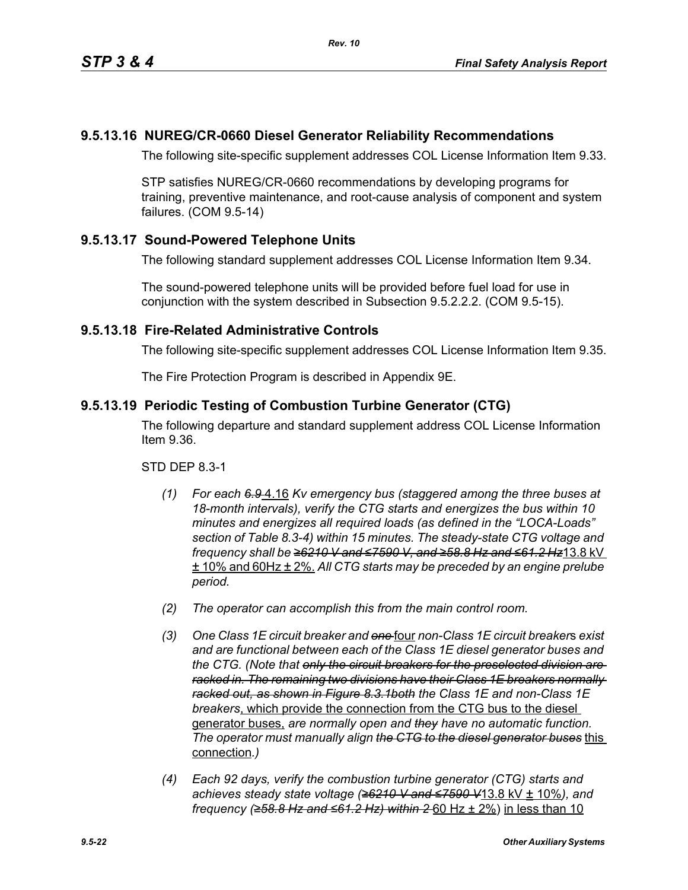## 9.5.13.16 NUREG/CR-0660 Diesel Generator Reliability Recommendations

The following site-specific supplement addresses COL License Information Item 9.33.

STP satisfies NUREG/CR-0660 recommendations by developing programs for training, preventive maintenance, and root-cause analysis of component and system failures. (COM 9.5-14)

## 9.5.13.17 Sound-Powered Telephone Units

The following standard supplement addresses COL License Information Item 9.34.

The sound-powered telephone units will be provided before fuel load for use in conjunction with the system described in Subsection 9.5.2.2.2. (COM 9.5-15).

## 9.5.13.18 Fire-Related Administrative Controls

The following site-specific supplement addresses COL License Information Item 9.35.

The Fire Protection Program is described in Appendix 9E.

## 9.5.13.19 Periodic Testing of Combustion Turbine Generator (CTG)

The following departure and standard supplement address COL License Information Item 9.36.

STD DEP 8.3-1

*(1) For each ~~6.9~~* 4.16 *Kv emergency bus (staggered among the three buses at 18-month intervals), verify the CTG starts and energizes the bus within 10 minutes and energizes all required loads (as defined in the "LOCA-Loads" section of Table 8.3-4) within 15 minutes. The steady-state CTG voltage and frequency shall be ~~≥6210 V and ≤7590 V, and ≥58.8 Hz and ≤61.2 Hz~~* 13.8 kV ± 10% and 60Hz ± 2%. *All CTG starts may be preceded by an engine prelube period.*

*(2) The operator can accomplish this from the main control room.*

*(3) One Class 1E circuit breaker and ~~one~~* four *non-Class 1E circuit breaker*s *exist and are functional between each of the Class 1E diesel generator buses and the CTG. (Note that ~~only the circuit breakers for the preselected division are racked in. The remaining two divisions have their Class 1E breakers normally racked out, as shown in Figure 8.3.1~~both the Class 1E and non-Class 1E breakers*, which provide the connection from the CTG bus to the diesel generator buses, *are normally open and ~~they~~ have no automatic function. The operator must manually align ~~the CTG to the diesel generator buses~~* this connection*.)*

*(4) Each 92 days, verify the combustion turbine generator (CTG) starts and achieves steady state voltage (~~≥6210 V and ≤7590 V~~*13.8 kV ± 10%*), and frequency (~~≥58.8 Hz and ≤61.2 Hz) within 2~~* 60 Hz ± 2%) in less than 10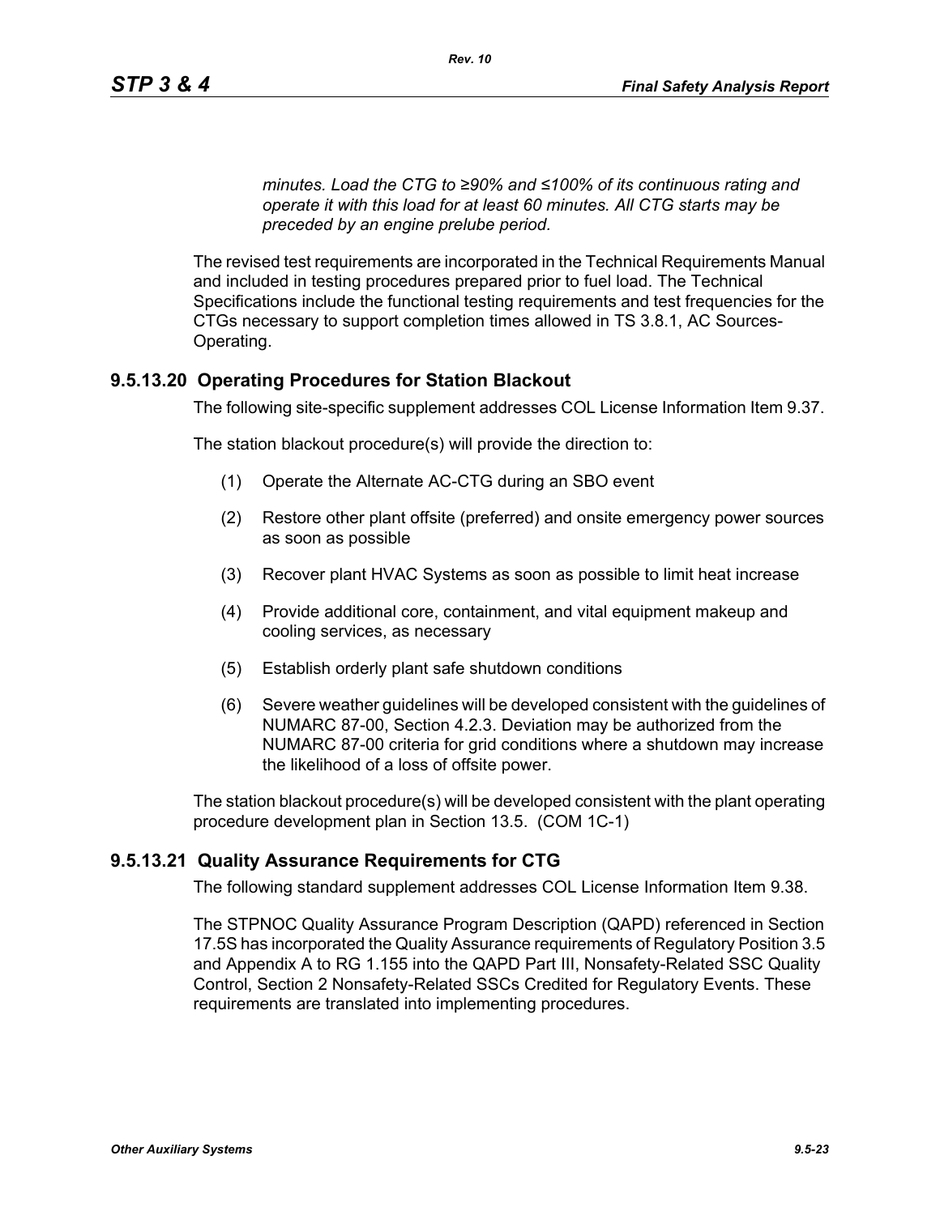*minutes. Load the CTG to ≥90% and ≤100% of its continuous rating and operate it with this load for at least 60 minutes. All CTG starts may be preceded by an engine prelube period.*

The revised test requirements are incorporated in the Technical Requirements Manual and included in testing procedures prepared prior to fuel load. The Technical Specifications include the functional testing requirements and test frequencies for the CTGs necessary to support completion times allowed in TS 3.8.1, AC Sources-Operating.

### 9.5.13.20 Operating Procedures for Station Blackout

The following site-specific supplement addresses COL License Information Item 9.37.

The station blackout procedure(s) will provide the direction to:

(1) Operate the Alternate AC-CTG during an SBO event

(2) Restore other plant offsite (preferred) and onsite emergency power sources as soon as possible

(3) Recover plant HVAC Systems as soon as possible to limit heat increase

(4) Provide additional core, containment, and vital equipment makeup and cooling services, as necessary

(5) Establish orderly plant safe shutdown conditions

(6) Severe weather guidelines will be developed consistent with the guidelines of NUMARC 87-00, Section 4.2.3. Deviation may be authorized from the NUMARC 87-00 criteria for grid conditions where a shutdown may increase the likelihood of a loss of offsite power.

The station blackout procedure(s) will be developed consistent with the plant operating procedure development plan in Section 13.5. (COM 1C-1)

### 9.5.13.21 Quality Assurance Requirements for CTG

The following standard supplement addresses COL License Information Item 9.38.

The STPNOC Quality Assurance Program Description (QAPD) referenced in Section 17.5S has incorporated the Quality Assurance requirements of Regulatory Position 3.5 and Appendix A to RG 1.155 into the QAPD Part III, Nonsafety-Related SSC Quality Control, Section 2 Nonsafety-Related SSCs Credited for Regulatory Events. These requirements are translated into implementing procedures.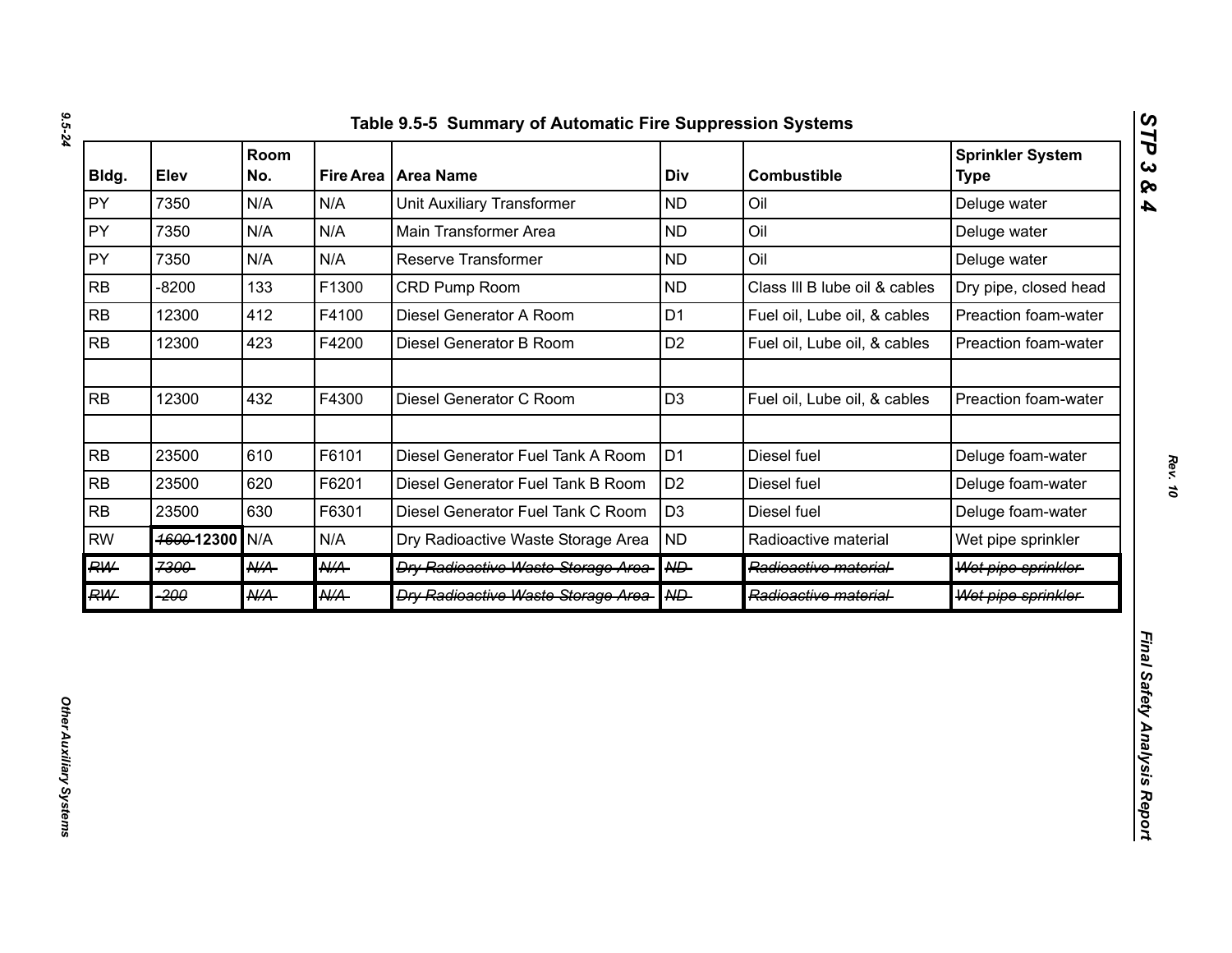### Table 9.5-5 Summary of Automatic Fire Suppression Systems

| Bldg. | Elev | Room No. | Fire Area | Area Name | Div | Combustible | Sprinkler System Type |
|---|---|---|---|---|---|---|---|
| PY | 7350 | N/A | N/A | Unit Auxiliary Transformer | ND | Oil | Deluge water |
| PY | 7350 | N/A | N/A | Main Transformer Area | ND | Oil | Deluge water |
| PY | 7350 | N/A | N/A | Reserve Transformer | ND | Oil | Deluge water |
| RB | -8200 | 133 | F1300 | CRD Pump Room | ND | Class III B lube oil & cables | Dry pipe, closed head |
| RB | 12300 | 412 | F4100 | Diesel Generator A Room | D1 | Fuel oil, Lube oil, & cables | Preaction foam-water |
| RB | 12300 | 423 | F4200 | Diesel Generator B Room | D2 | Fuel oil, Lube oil, & cables | Preaction foam-water |
| | | | | | | | |
| RB | 12300 | 432 | F4300 | Diesel Generator C Room | D3 | Fuel oil, Lube oil, & cables | Preaction foam-water |
| | | | | | | | |
| RB | 23500 | 610 | F6101 | Diesel Generator Fuel Tank A Room | D1 | Diesel fuel | Deluge foam-water |
| RB | 23500 | 620 | F6201 | Diesel Generator Fuel Tank B Room | D2 | Diesel fuel | Deluge foam-water |
| RB | 23500 | 630 | F6301 | Diesel Generator Fuel Tank C Room | D3 | Diesel fuel | Deluge foam-water |
| RW | ~~1600~~ **12300** | N/A | N/A | Dry Radioactive Waste Storage Area | ND | Radioactive material | Wet pipe sprinkler |
| ~~RW~~ | ~~7300~~ | ~~N/A~~ | ~~N/A~~ | ~~Dry Radioactive Waste Storage Area~~ | ~~ND~~ | ~~Radioactive material~~ | ~~Wet pipe sprinkler~~ |
| ~~RW~~ | ~~-200~~ | ~~N/A~~ | ~~N/A~~ | ~~Dry Radioactive Waste Storage Area~~ | ~~ND~~ | ~~Radioactive material~~ | ~~Wet pipe sprinkler~~ |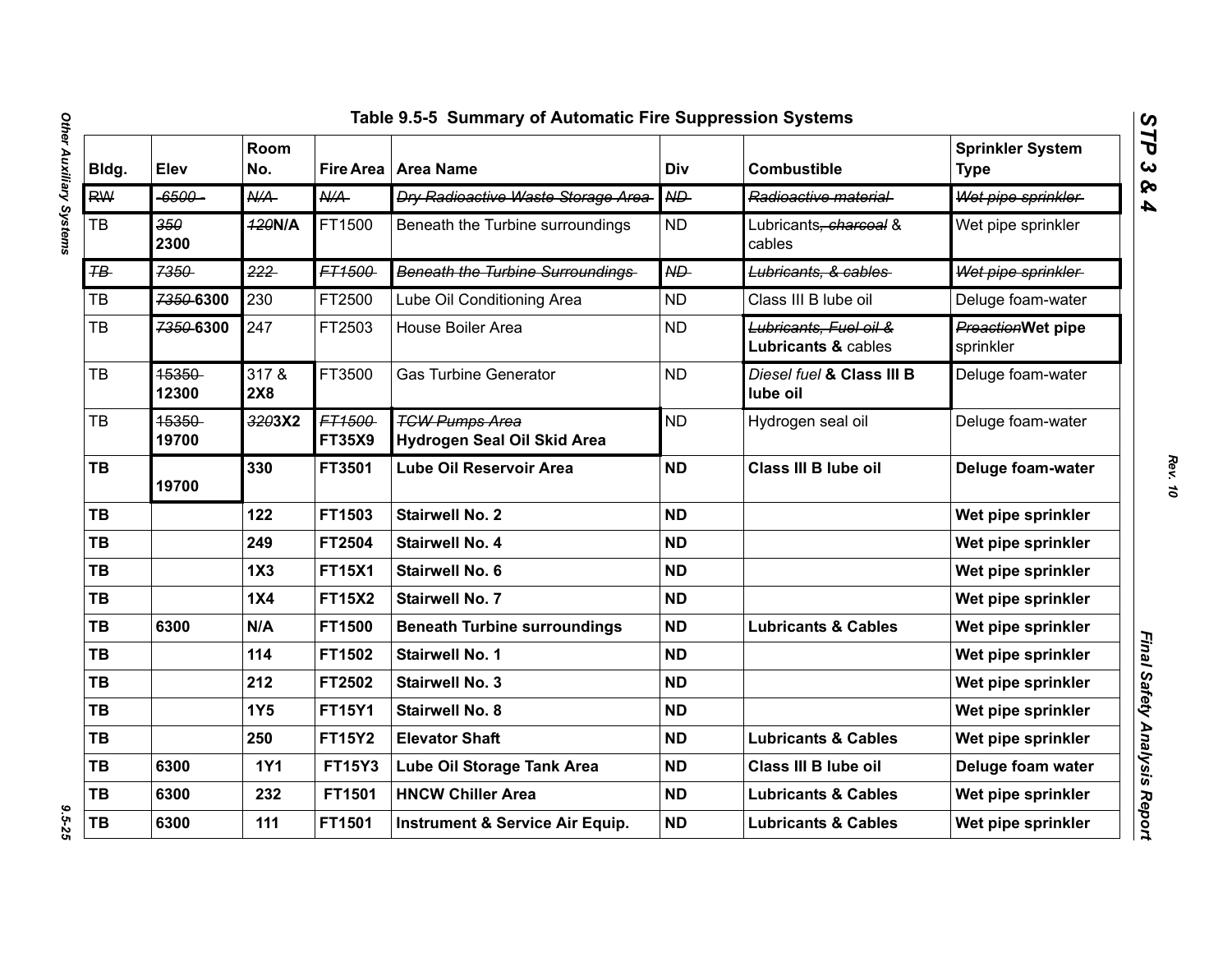# Table 9.5-5 Summary of Automatic Fire Suppression Systems

| Bldg. | Elev | Room No. | Fire Area | Area Name | Div | Combustible | Sprinkler System Type |
|---|---|---|---|---|---|---|---|
| ~~RW~~ | ~~-6500~~ | ~~N/A~~ | ~~N/A~~ | ~~Dry Radioactive Waste Storage Area~~ | ~~ND~~ | ~~Radioactive material~~ | ~~Wet pipe sprinkler~~ |
| TB | ~~350~~ **2300** | ~~120~~**N/A** | FT1500 | Beneath the Turbine surroundings | ND | Lubricants~~, charcoal~~ & cables | Wet pipe sprinkler |
| ~~TB~~ | ~~7350~~ | ~~222~~ | ~~FT1500~~ | ~~Beneath the Turbine Surroundings~~ | ~~ND~~ | ~~Lubricants, & cables~~ | ~~Wet pipe sprinkler~~ |
| TB | ~~7350~~ **6300** | 230 | FT2500 | Lube Oil Conditioning Area | ND | Class III B lube oil | Deluge foam-water |
| TB | ~~7350~~ **6300** | 247 | FT2503 | House Boiler Area | ND | ~~Lubricants, Fuel oil &~~ **Lubricants &** cables | ~~Preaction~~**Wet pipe** sprinkler |
| TB | ~~15350~~ **12300** | 317 & **2X8** | FT3500 | Gas Turbine Generator | ND | *Diesel fuel* **& Class III B lube oil** | Deluge foam-water |
| TB | ~~15350~~ **19700** | ~~320~~**3X2** | ~~FT1500~~ **FT35X9** | ~~TCW Pumps Area~~ **Hydrogen Seal Oil Skid Area** | ND | Hydrogen seal oil | Deluge foam-water |
| **TB** | **19700** | **330** | **FT3501** | **Lube Oil Reservoir Area** | **ND** | **Class III B lube oil** | **Deluge foam-water** |
| **TB** | | **122** | **FT1503** | **Stairwell No. 2** | **ND** | | **Wet pipe sprinkler** |
| **TB** | | **249** | **FT2504** | **Stairwell No. 4** | **ND** | | **Wet pipe sprinkler** |
| **TB** | | **1X3** | **FT15X1** | **Stairwell No. 6** | **ND** | | **Wet pipe sprinkler** |
| **TB** | | **1X4** | **FT15X2** | **Stairwell No. 7** | **ND** | | **Wet pipe sprinkler** |
| **TB** | **6300** | **N/A** | **FT1500** | **Beneath Turbine surroundings** | **ND** | **Lubricants & Cables** | **Wet pipe sprinkler** |
| **TB** | | **114** | **FT1502** | **Stairwell No. 1** | **ND** | | **Wet pipe sprinkler** |
| **TB** | | **212** | **FT2502** | **Stairwell No. 3** | **ND** | | **Wet pipe sprinkler** |
| **TB** | | **1Y5** | **FT15Y1** | **Stairwell No. 8** | **ND** | | **Wet pipe sprinkler** |
| **TB** | | **250** | **FT15Y2** | **Elevator Shaft** | **ND** | **Lubricants & Cables** | **Wet pipe sprinkler** |
| **TB** | **6300** | **1Y1** | **FT15Y3** | **Lube Oil Storage Tank Area** | **ND** | **Class III B lube oil** | **Deluge foam water** |
| **TB** | **6300** | **232** | **FT1501** | **HNCW Chiller Area** | **ND** | **Lubricants & Cables** | **Wet pipe sprinkler** |
| **TB** | **6300** | **111** | **FT1501** | **Instrument & Service Air Equip.** | **ND** | **Lubricants & Cables** | **Wet pipe sprinkler** |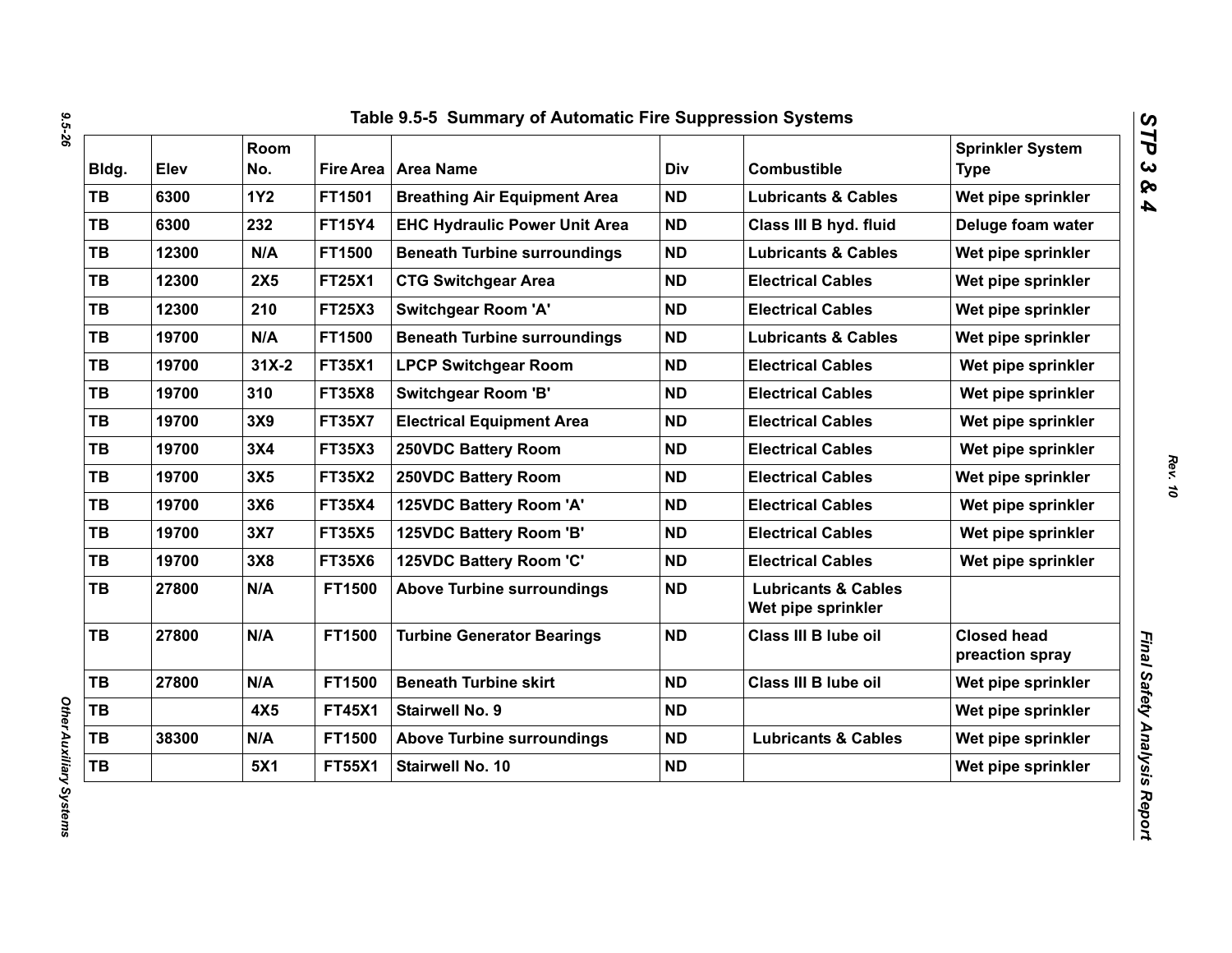**Table 9.5-5 Summary of Automatic Fire Suppression Systems**

| Bldg. | Elev | Room No. | Fire Area | Area Name | Div | Combustible | Sprinkler System Type |
|---|---|---|---|---|---|---|---|
| TB | 6300 | 1Y2 | FT1501 | Breathing Air Equipment Area | ND | Lubricants & Cables | Wet pipe sprinkler |
| TB | 6300 | 232 | FT15Y4 | EHC Hydraulic Power Unit Area | ND | Class III B hyd. fluid | Deluge foam water |
| TB | 12300 | N/A | FT1500 | Beneath Turbine surroundings | ND | Lubricants & Cables | Wet pipe sprinkler |
| TB | 12300 | 2X5 | FT25X1 | CTG Switchgear Area | ND | Electrical Cables | Wet pipe sprinkler |
| TB | 12300 | 210 | FT25X3 | Switchgear Room 'A' | ND | Electrical Cables | Wet pipe sprinkler |
| TB | 19700 | N/A | FT1500 | Beneath Turbine surroundings | ND | Lubricants & Cables | Wet pipe sprinkler |
| TB | 19700 | 31X-2 | FT35X1 | LPCP Switchgear Room | ND | Electrical Cables | Wet pipe sprinkler |
| TB | 19700 | 310 | FT35X8 | Switchgear Room 'B' | ND | Electrical Cables | Wet pipe sprinkler |
| TB | 19700 | 3X9 | FT35X7 | Electrical Equipment Area | ND | Electrical Cables | Wet pipe sprinkler |
| TB | 19700 | 3X4 | FT35X3 | 250VDC Battery Room | ND | Electrical Cables | Wet pipe sprinkler |
| TB | 19700 | 3X5 | FT35X2 | 250VDC Battery Room | ND | Electrical Cables | Wet pipe sprinkler |
| TB | 19700 | 3X6 | FT35X4 | 125VDC Battery Room 'A' | ND | Electrical Cables | Wet pipe sprinkler |
| TB | 19700 | 3X7 | FT35X5 | 125VDC Battery Room 'B' | ND | Electrical Cables | Wet pipe sprinkler |
| TB | 19700 | 3X8 | FT35X6 | 125VDC Battery Room 'C' | ND | Electrical Cables | Wet pipe sprinkler |
| TB | 27800 | N/A | FT1500 | Above Turbine surroundings | ND | Lubricants & Cables Wet pipe sprinkler | |
| TB | 27800 | N/A | FT1500 | Turbine Generator Bearings | ND | Class III B lube oil | Closed head preaction spray |
| TB | 27800 | N/A | FT1500 | Beneath Turbine skirt | ND | Class III B lube oil | Wet pipe sprinkler |
| TB | | 4X5 | FT45X1 | Stairwell No. 9 | ND | | Wet pipe sprinkler |
| TB | 38300 | N/A | FT1500 | Above Turbine surroundings | ND | Lubricants & Cables | Wet pipe sprinkler |
| TB | | 5X1 | FT55X1 | Stairwell No. 10 | ND | | Wet pipe sprinkler |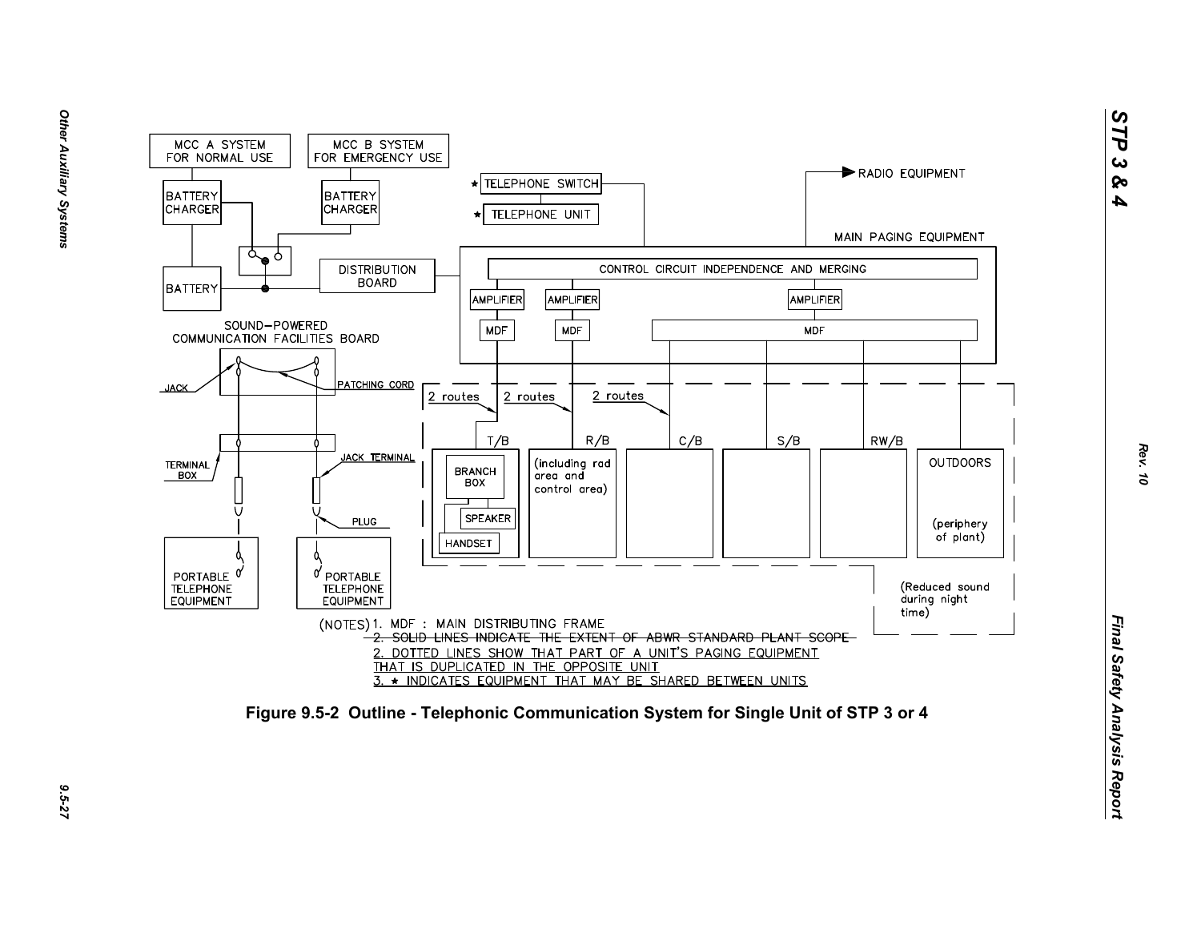(NOTES) 1. MDF : MAIN DISTRIBUTING FRAME

~~2. SOLID LINES INDICATE THE EXTENT OF ABWR STANDARD PLANT SCOPE~~

2. DOTTED LINES SHOW THAT PART OF A UNIT'S PAGING EQUIPMENT THAT IS DUPLICATED IN THE OPPOSITE UNIT

3. ★ INDICATES EQUIPMENT THAT MAY BE SHARED BETWEEN UNITS

**Figure 9.5-2 Outline - Telephonic Communication System for Single Unit of STP 3 or 4**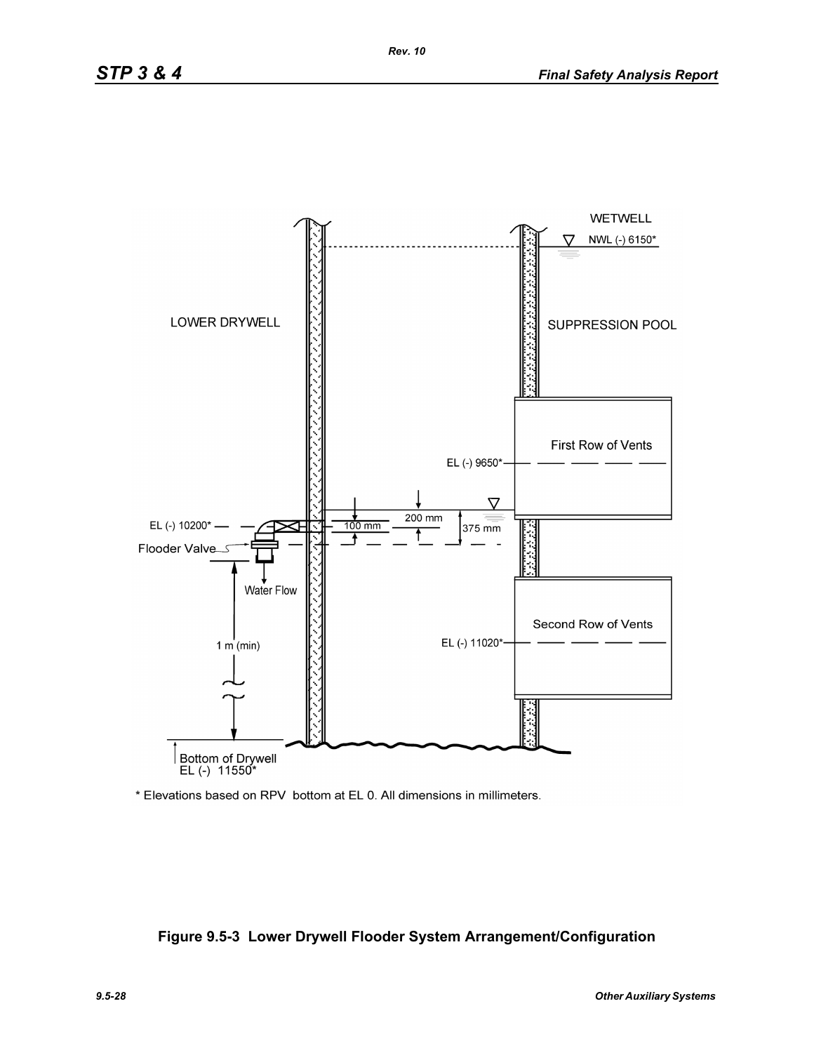* Elevations based on RPV bottom at EL 0. All dimensions in millimeters.

**Figure 9.5-3 Lower Drywell Flooder System Arrangement/Configuration**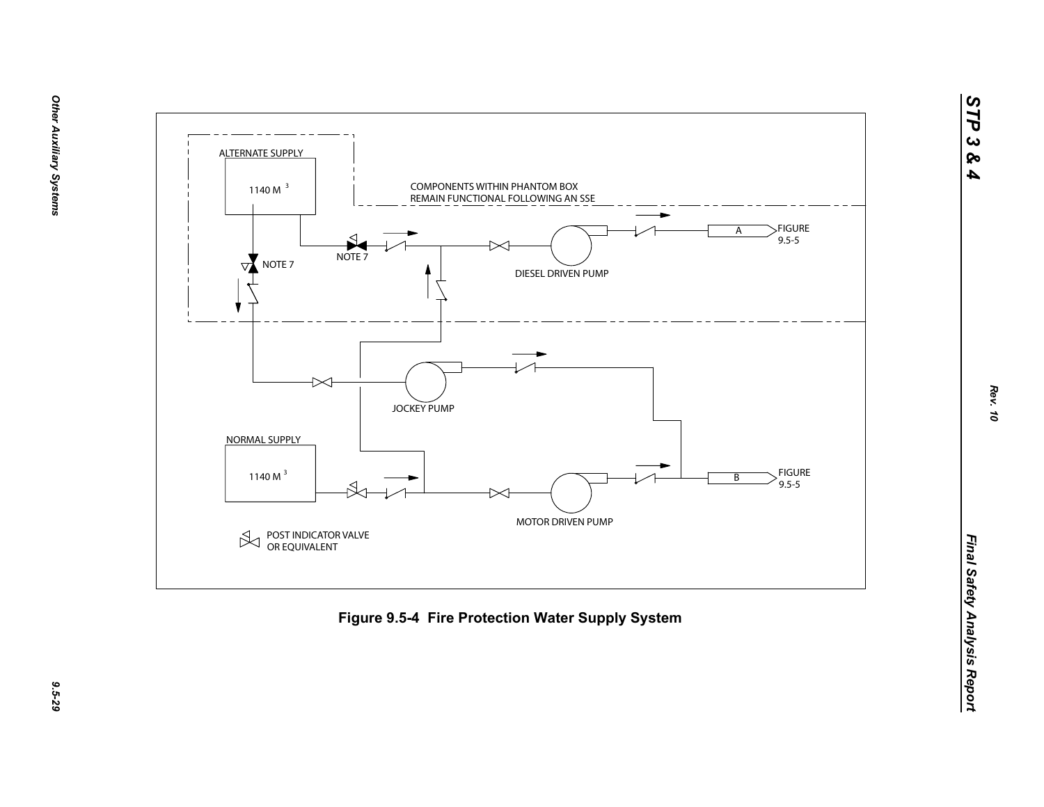ALTERNATE SUPPLY

1140 M $^3$

COMPONENTS WITHIN PHANTOM BOX REMAIN FUNCTIONAL FOLLOWING AN SSE

NOTE 7

NOTE 7

A

FIGURE 9.5-5

DIESEL DRIVEN PUMP

JOCKEY PUMP

NORMAL SUPPLY

1140 M $^3$

B

FIGURE 9.5-5

MOTOR DRIVEN PUMP

POST INDICATOR VALVE OR EQUIVALENT

**Figure 9.5-4 Fire Protection Water Supply System**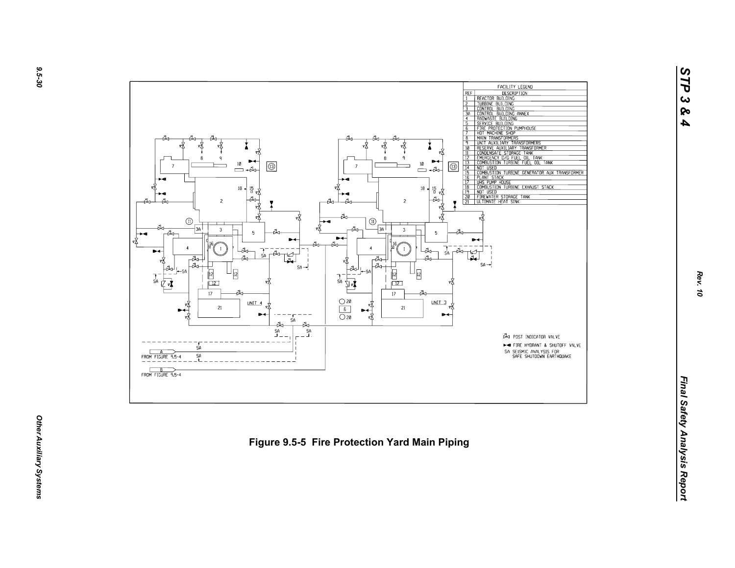FACILITY LEGEND

| REF | DESCRIPTION |
|---|---|
| 1 | REACTOR BUILDING |
| 2 | TURBINE BUILDING |
| 3 | CONTROL BUILDING |
| 3A | CONTROL BUILDING ANNEX |
| 4 | RADWASTE BUILDING |
| 5 | SERVICE BUILDING |
| 6 | FIRE PROTECTION PUMPHOUSE |
| 7 | HOT MACHINE SHOP |
| 8 | MAIN TRANSFORMERS |
| 9 | UNIT AUXILIARY TRANSFORMERS |
| 10 | RESERVE AUXILIARY TRANSFORMER |
| 11 | CONDENSATE STORAGE TANK |
| 12 | EMERGENCY D/G FUEL OIL TANK |
| 13 | COMBUSTION TURBINE FUEL OIL TANK |
| 14 | NOT USED |
| 15 | COMBUSTION TURBINE GENERATOR AUX TRANSFORMER |
| 16 | PLANT STACK |
| 17 | UHS PUMP HOUSE |
| 18 | COMBUSTION TURBINE EXHAUST STACK |
| 19 | NOT USED |
| 20 | FIREWATER STORAGE TANK |
| 21 | ULTIMATE HEAT SINK |

UNIT 4

UNIT 3

FROM FIGURE 9.5-4

FROM FIGURE 9.5-4

POST INDICATOR VALVE

FIRE HYDRANT & SHUTOFF VALVE

SA SEISMIC ANALYSIS FOR SAFE SHUTDOWN EARTHQUAKE

**Figure 9.5-5 Fire Protection Yard Main Piping**